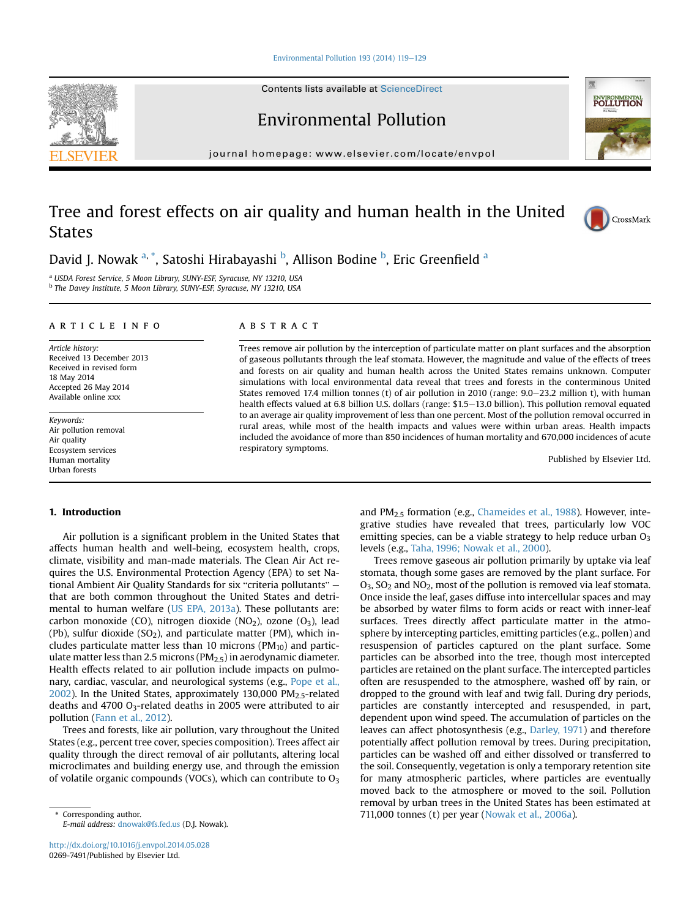# Tree and forest effects on air quality and human health in the United States

David J. Nowak [a,*], Satoshi Hirabayashi [b], Allison Bodine [b], Eric Greenfield [a]

[a] USDA Forest Service, 5 Moon Library, SUNY-ESF, Syracuse, NY 13210, USA
[b] The Davey Institute, 5 Moon Library, SUNY-ESF, Syracuse, NY 13210, USA

## ARTICLE INFO

*Article history:*
Received 13 December 2013
Received in revised form
18 May 2014
Accepted 26 May 2014
Available online xxx

*Keywords:*
Air pollution removal
Air quality
Ecosystem services
Human mortality
Urban forests

## ABSTRACT

Trees remove air pollution by the interception of particulate matter on plant surfaces and the absorption of gaseous pollutants through the leaf stomata. However, the magnitude and value of the effects of trees and forests on air quality and human health across the United States remains unknown. Computer simulations with local environmental data reveal that trees and forests in the conterminous United States removed 17.4 million tonnes (t) of air pollution in 2010 (range: 9.0–23.2 million t), with human health effects valued at 6.8 billion U.S. dollars (range: $1.5–13.0 billion). This pollution removal equated to an average air quality improvement of less than one percent. Most of the pollution removal occurred in rural areas, while most of the health impacts and values were within urban areas. Health impacts included the avoidance of more than 850 incidences of human mortality and 670,000 incidences of acute respiratory symptoms.

Published by Elsevier Ltd.

## 1. Introduction

Air pollution is a significant problem in the United States that affects human health and well-being, ecosystem health, crops, climate, visibility and man-made materials. The Clean Air Act requires the U.S. Environmental Protection Agency (EPA) to set National Ambient Air Quality Standards for six "criteria pollutants" – that are both common throughout the United States and detrimental to human welfare (US EPA, 2013a). These pollutants are: carbon monoxide (CO), nitrogen dioxide ($NO_2$), ozone ($O_3$), lead (Pb), sulfur dioxide ($SO_2$), and particulate matter (PM), which includes particulate matter less than 10 microns ($PM_{10}$) and particulate matter less than 2.5 microns ($PM_{2.5}$) in aerodynamic diameter. Health effects related to air pollution include impacts on pulmonary, cardiac, vascular, and neurological systems (e.g., Pope et al., 2002). In the United States, approximately 130,000 $PM_{2.5}$-related deaths and 4700 $O_3$-related deaths in 2005 were attributed to air pollution (Fann et al., 2012).

Trees and forests, like air pollution, vary throughout the United States (e.g., percent tree cover, species composition). Trees affect air quality through the direct removal of air pollutants, altering local microclimates and building energy use, and through the emission of volatile organic compounds (VOCs), which can contribute to $O_3$ and $PM_{2.5}$ formation (e.g., Chameides et al., 1988). However, integrative studies have revealed that trees, particularly low VOC emitting species, can be a viable strategy to help reduce urban $O_3$ levels (e.g., Taha, 1996; Nowak et al., 2000).

Trees remove gaseous air pollution primarily by uptake via leaf stomata, though some gases are removed by the plant surface. For $O_3$, $SO_2$ and $NO_2$, most of the pollution is removed via leaf stomata. Once inside the leaf, gases diffuse into intercellular spaces and may be absorbed by water films to form acids or react with inner-leaf surfaces. Trees directly affect particulate matter in the atmosphere by intercepting particles, emitting particles (e.g., pollen) and resuspension of particles captured on the plant surface. Some particles can be absorbed into the tree, though most intercepted particles are retained on the plant surface. The intercepted particles often are resuspended to the atmosphere, washed off by rain, or dropped to the ground with leaf and twig fall. During dry periods, particles are constantly intercepted and resuspended, in part, dependent upon wind speed. The accumulation of particles on the leaves can affect photosynthesis (e.g., Darley, 1971) and therefore potentially affect pollution removal by trees. During precipitation, particles can be washed off and either dissolved or transferred to the soil. Consequently, vegetation is only a temporary retention site for many atmospheric particles, where particles are eventually moved back to the atmosphere or moved to the soil. Pollution removal by urban trees in the United States has been estimated at 711,000 tonnes (t) per year (Nowak et al., 2006a).

\* Corresponding author.
*E-mail address:* dnowak@fs.fed.us (D.J. Nowak).

http://dx.doi.org/10.1016/j.envpol.2014.05.028
0269-7491/Published by Elsevier Ltd.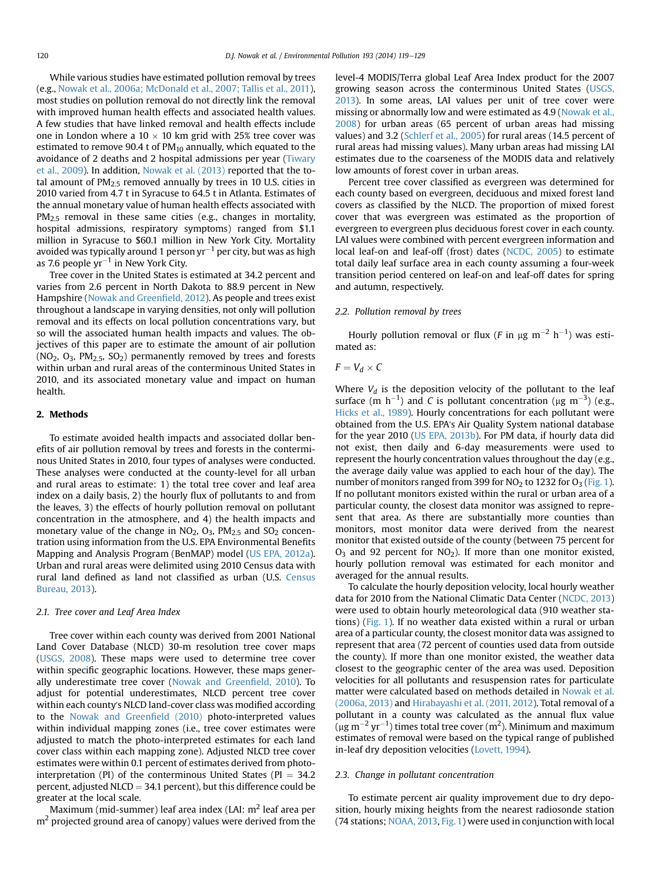While various studies have estimated pollution removal by trees (e.g., Nowak et al., 2006a; McDonald et al., 2007; Tallis et al., 2011), most studies on pollution removal do not directly link the removal with improved human health effects and associated health values. A few studies that have linked removal and health effects include one in London where a 10 × 10 km grid with 25% tree cover was estimated to remove 90.4 t of $PM_{10}$ annually, which equated to the avoidance of 2 deaths and 2 hospital admissions per year (Tiwary et al., 2009). In addition, Nowak et al. (2013) reported that the total amount of $PM_{2.5}$ removed annually by trees in 10 U.S. cities in 2010 varied from 4.7 t in Syracuse to 64.5 t in Atlanta. Estimates of the annual monetary value of human health effects associated with $PM_{2.5}$ removal in these same cities (e.g., changes in mortality, hospital admissions, respiratory symptoms) ranged from \$1.1 million in Syracuse to \$60.1 million in New York City. Mortality avoided was typically around 1 person $yr^{-1}$ per city, but was as high as 7.6 people $yr^{-1}$ in New York City.

Tree cover in the United States is estimated at 34.2 percent and varies from 2.6 percent in North Dakota to 88.9 percent in New Hampshire (Nowak and Greenfield, 2012). As people and trees exist throughout a landscape in varying densities, not only will pollution removal and its effects on local pollution concentrations vary, but so will the associated human health impacts and values. The objectives of this paper are to estimate the amount of air pollution ($NO_2$, $O_3$, $PM_{2.5}$, $SO_2$) permanently removed by trees and forests within urban and rural areas of the conterminous United States in 2010, and its associated monetary value and impact on human health.

## 2. Methods

To estimate avoided health impacts and associated dollar benefits of air pollution removal by trees and forests in the conterminous United States in 2010, four types of analyses were conducted. These analyses were conducted at the county-level for all urban and rural areas to estimate: 1) the total tree cover and leaf area index on a daily basis, 2) the hourly flux of pollutants to and from the leaves, 3) the effects of hourly pollution removal on pollutant concentration in the atmosphere, and 4) the health impacts and monetary value of the change in $NO_2$, $O_3$, $PM_{2.5}$ and $SO_2$ concentration using information from the U.S. EPA Environmental Benefits Mapping and Analysis Program (BenMAP) model (US EPA, 2012a). Urban and rural areas were delimited using 2010 Census data with rural land defined as land not classified as urban (U.S. Census Bureau, 2013).

### 2.1. Tree cover and Leaf Area Index

Tree cover within each county was derived from 2001 National Land Cover Database (NLCD) 30-m resolution tree cover maps (USGS, 2008). These maps were used to determine tree cover within specific geographic locations. However, these maps generally underestimate tree cover (Nowak and Greenfield, 2010). To adjust for potential underestimates, NLCD percent tree cover within each county's NLCD land-cover class was modified according to the Nowak and Greenfield (2010) photo-interpreted values within individual mapping zones (i.e., tree cover estimates were adjusted to match the photo-interpreted estimates for each land cover class within each mapping zone). Adjusted NLCD tree cover estimates were within 0.1 percent of estimates derived from photo-interpretation (PI) of the conterminous United States (PI = 34.2 percent, adjusted NLCD = 34.1 percent), but this difference could be greater at the local scale.

Maximum (mid-summer) leaf area index (LAI: $m^2$ leaf area per $m^2$ projected ground area of canopy) values were derived from the level-4 MODIS/Terra global Leaf Area Index product for the 2007 growing season across the conterminous United States (USGS, 2013). In some areas, LAI values per unit of tree cover were missing or abnormally low and were estimated as 4.9 (Nowak et al., 2008) for urban areas (65 percent of urban areas had missing values) and 3.2 (Schlerf et al., 2005) for rural areas (14.5 percent of rural areas had missing values). Many urban areas had missing LAI estimates due to the coarseness of the MODIS data and relatively low amounts of forest cover in urban areas.

Percent tree cover classified as evergreen was determined for each county based on evergreen, deciduous and mixed forest land covers as classified by the NLCD. The proportion of mixed forest cover that was evergreen was estimated as the proportion of evergreen to evergreen plus deciduous forest cover in each county. LAI values were combined with percent evergreen information and local leaf-on and leaf-off (frost) dates (NCDC, 2005) to estimate total daily leaf surface area in each county assuming a four-week transition period centered on leaf-on and leaf-off dates for spring and autumn, respectively.

### 2.2. Pollution removal by trees

Hourly pollution removal or flux ($F$ in μg $m^{-2}$ $h^{-1}$) was estimated as:

$$F = V_d \times C$$

Where $V_d$ is the deposition velocity of the pollutant to the leaf surface (m $h^{-1}$) and $C$ is pollutant concentration (μg $m^{-3}$) (e.g., Hicks et al., 1989). Hourly concentrations for each pollutant were obtained from the U.S. EPA's Air Quality System national database for the year 2010 (US EPA, 2013b). For PM data, if hourly data did not exist, then daily and 6-day measurements were used to represent the hourly concentration values throughout the day (e.g., the average daily value was applied to each hour of the day). The number of monitors ranged from 399 for $NO_2$ to 1232 for $O_3$ (Fig. 1). If no pollutant monitors existed within the rural or urban area of a particular county, the closest data monitor was assigned to represent that area. As there are substantially more counties than monitors, most monitor data were derived from the nearest monitor that existed outside of the county (between 75 percent for $O_3$ and 92 percent for $NO_2$). If more than one monitor existed, hourly pollution removal was estimated for each monitor and averaged for the annual results.

To calculate the hourly deposition velocity, local hourly weather data for 2010 from the National Climatic Data Center (NCDC, 2013) were used to obtain hourly meteorological data (910 weather stations) (Fig. 1). If no weather data existed within a rural or urban area of a particular county, the closest monitor data was assigned to represent that area (72 percent of counties used data from outside the county). If more than one monitor existed, the weather data closest to the geographic center of the area was used. Deposition velocities for all pollutants and resuspension rates for particulate matter were calculated based on methods detailed in Nowak et al. (2006a, 2013) and Hirabayashi et al. (2011, 2012). Total removal of a pollutant in a county was calculated as the annual flux value (μg $m^{-2}$ $yr^{-1}$) times total tree cover ($m^2$). Minimum and maximum estimates of removal were based on the typical range of published in-leaf dry deposition velocities (Lovett, 1994).

### 2.3. Change in pollutant concentration

To estimate percent air quality improvement due to dry deposition, hourly mixing heights from the nearest radiosonde station (74 stations; NOAA, 2013, Fig. 1) were used in conjunction with local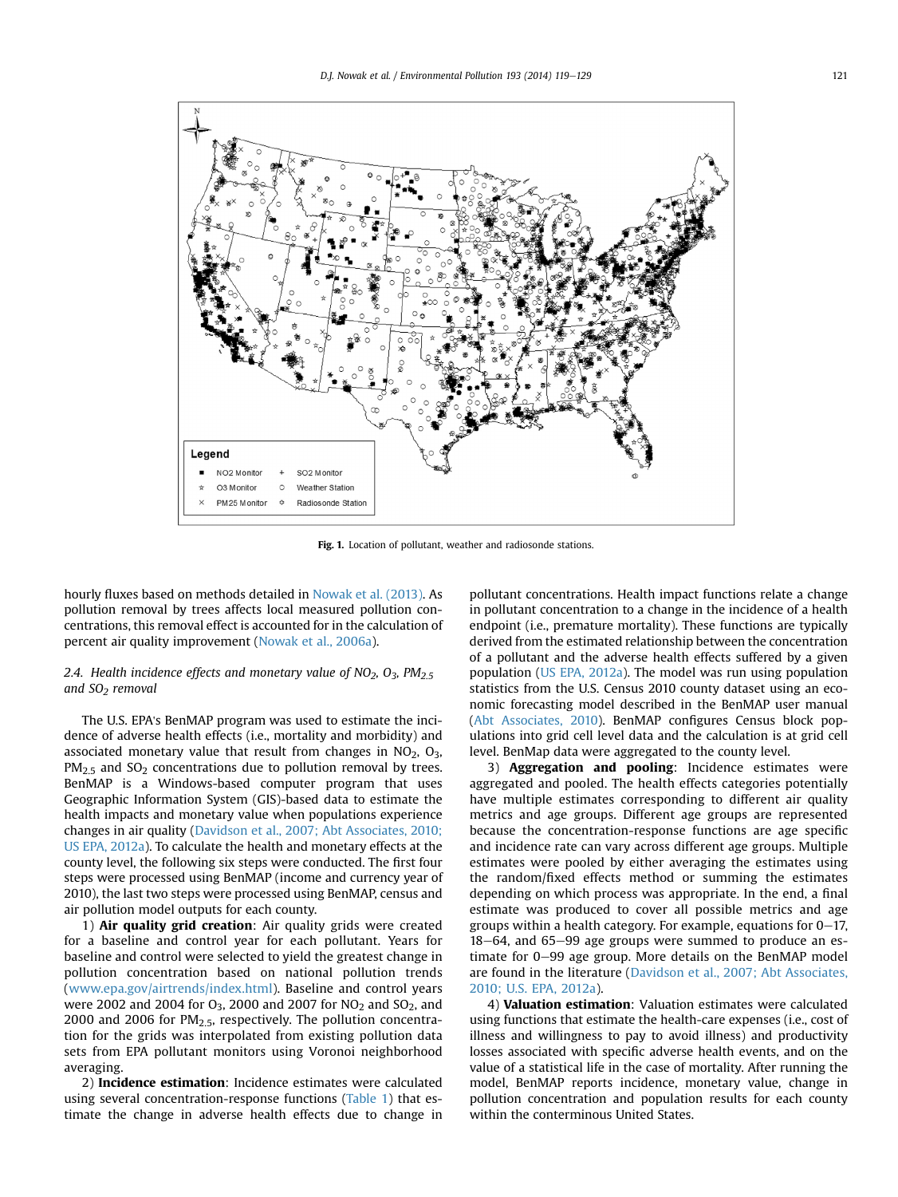Fig. 1. Location of pollutant, weather and radiosonde stations.

hourly fluxes based on methods detailed in Nowak et al. (2013). As pollution removal by trees affects local measured pollution concentrations, this removal effect is accounted for in the calculation of percent air quality improvement (Nowak et al., 2006a).

### 2.4. Health incidence effects and monetary value of $NO_2$, $O_3$, $PM_{2.5}$ and $SO_2$ removal

The U.S. EPA's BenMAP program was used to estimate the incidence of adverse health effects (i.e., mortality and morbidity) and associated monetary value that result from changes in $NO_2$, $O_3$, $PM_{2.5}$ and $SO_2$ concentrations due to pollution removal by trees. BenMAP is a Windows-based computer program that uses Geographic Information System (GIS)-based data to estimate the health impacts and monetary value when populations experience changes in air quality (Davidson et al., 2007; Abt Associates, 2010; US EPA, 2012a). To calculate the health and monetary effects at the county level, the following six steps were conducted. The first four steps were processed using BenMAP (income and currency year of 2010), the last two steps were processed using BenMAP, census and air pollution model outputs for each county.

1) **Air quality grid creation**: Air quality grids were created for a baseline and control year for each pollutant. Years for baseline and control were selected to yield the greatest change in pollution concentration based on national pollution trends (www.epa.gov/airtrends/index.html). Baseline and control years were 2002 and 2004 for $O_3$, 2000 and 2007 for $NO_2$ and $SO_2$, and 2000 and 2006 for $PM_{2.5}$, respectively. The pollution concentration for the grids was interpolated from existing pollution data sets from EPA pollutant monitors using Voronoi neighborhood averaging.

2) **Incidence estimation**: Incidence estimates were calculated using several concentration-response functions (Table 1) that estimate the change in adverse health effects due to change in pollutant concentrations. Health impact functions relate a change in pollutant concentration to a change in the incidence of a health endpoint (i.e., premature mortality). These functions are typically derived from the estimated relationship between the concentration of a pollutant and the adverse health effects suffered by a given population (US EPA, 2012a). The model was run using population statistics from the U.S. Census 2010 county dataset using an economic forecasting model described in the BenMAP user manual (Abt Associates, 2010). BenMAP configures Census block populations into grid cell level data and the calculation is at grid cell level. BenMap data were aggregated to the county level.

3) **Aggregation and pooling**: Incidence estimates were aggregated and pooled. The health effects categories potentially have multiple estimates corresponding to different air quality metrics and age groups. Different age groups are represented because the concentration-response functions are age specific and incidence rate can vary across different age groups. Multiple estimates were pooled by either averaging the estimates using the random/fixed effects method or summing the estimates depending on which process was appropriate. In the end, a final estimate was produced to cover all possible metrics and age groups within a health category. For example, equations for 0–17, 18–64, and 65–99 age groups were summed to produce an estimate for 0–99 age group. More details on the BenMAP model are found in the literature (Davidson et al., 2007; Abt Associates, 2010; U.S. EPA, 2012a).

4) **Valuation estimation**: Valuation estimates were calculated using functions that estimate the health-care expenses (i.e., cost of illness and willingness to pay to avoid illness) and productivity losses associated with specific adverse health events, and on the value of a statistical life in the case of mortality. After running the model, BenMAP reports incidence, monetary value, change in pollution concentration and population results for each county within the conterminous United States.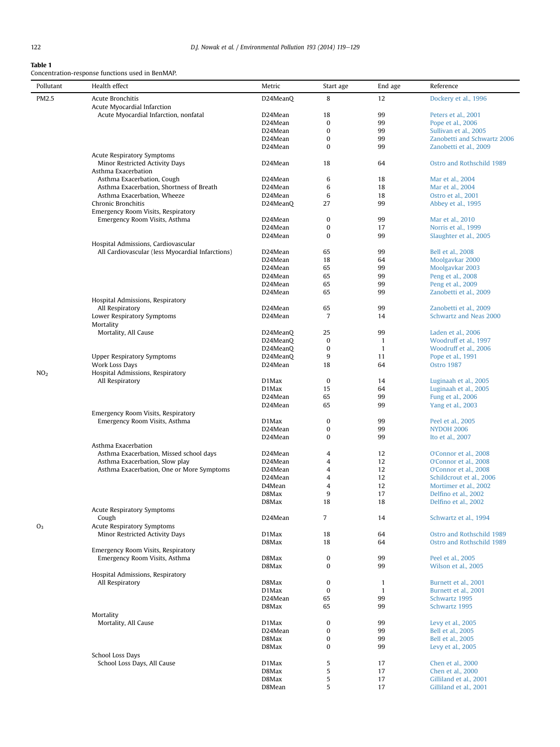**Table 1**
Concentration-response functions used in BenMAP.

| Pollutant | Health effect | Metric | Start age | End age | Reference |
|---|---|---|---|---|---|
| PM2.5 | Acute Bronchitis | D24MeanQ | 8 | 12 | Dockery et al., 1996 |
| | Acute Myocardial Infarction | | | | |
| | Acute Myocardial Infarction, nonfatal | D24Mean | 18 | 99 | Peters et al., 2001 |
| | | D24Mean | 0 | 99 | Pope et al., 2006 |
| | | D24Mean | 0 | 99 | Sullivan et al., 2005 |
| | | D24Mean | 0 | 99 | Zanobetti and Schwartz 2006 |
| | | D24Mean | 0 | 99 | Zanobetti et al., 2009 |
| | Acute Respiratory Symptoms | | | | |
| | Minor Restricted Activity Days | D24Mean | 18 | 64 | Ostro and Rothschild 1989 |
| | Asthma Exacerbation | | | | |
| | Asthma Exacerbation, Cough | D24Mean | 6 | 18 | Mar et al., 2004 |
| | Asthma Exacerbation, Shortness of Breath | D24Mean | 6 | 18 | Mar et al., 2004 |
| | Asthma Exacerbation, Wheeze | D24Mean | 6 | 18 | Ostro et al., 2001 |
| | Chronic Bronchitis | D24MeanQ | 27 | 99 | Abbey et al., 1995 |
| | Emergency Room Visits, Respiratory | | | | |
| | Emergency Room Visits, Asthma | D24Mean | 0 | 99 | Mar et al., 2010 |
| | | D24Mean | 0 | 17 | Norris et al., 1999 |
| | | D24Mean | 0 | 99 | Slaughter et al., 2005 |
| | Hospital Admissions, Cardiovascular | | | | |
| | All Cardiovascular (less Myocardial Infarctions) | D24Mean | 65 | 99 | Bell et al., 2008 |
| | | D24Mean | 18 | 64 | Moolgavkar 2000 |
| | | D24Mean | 65 | 99 | Moolgavkar 2003 |
| | | D24Mean | 65 | 99 | Peng et al., 2008 |
| | | D24Mean | 65 | 99 | Peng et al., 2009 |
| | | D24Mean | 65 | 99 | Zanobetti et al., 2009 |
| | Hospital Admissions, Respiratory | | | | |
| | All Respiratory | D24Mean | 65 | 99 | Zanobetti et al., 2009 |
| | Lower Respiratory Symptoms | D24Mean | 7 | 14 | Schwartz and Neas 2000 |
| | Mortality | | | | |
| | Mortality, All Cause | D24MeanQ | 25 | 99 | Laden et al., 2006 |
| | | D24MeanQ | 0 | 1 | Woodruff et al., 1997 |
| | | D24MeanQ | 0 | 1 | Woodruff et al., 2006 |
| | Upper Respiratory Symptoms | D24MeanQ | 9 | 11 | Pope et al., 1991 |
| | Work Loss Days | D24Mean | 18 | 64 | Ostro 1987 |
| $NO_2$ | Hospital Admissions, Respiratory | | | | |
| | All Respiratory | D1Max | 0 | 14 | Luginaah et al., 2005 |
| | | D1Max | 15 | 64 | Luginaah et al., 2005 |
| | | D24Mean | 65 | 99 | Fung et al., 2006 |
| | | D24Mean | 65 | 99 | Yang et al., 2003 |
| | Emergency Room Visits, Respiratory | | | | |
| | Emergency Room Visits, Asthma | D1Max | 0 | 99 | Peel et al., 2005 |
| | | D24Mean | 0 | 99 | NYDOH 2006 |
| | | D24Mean | 0 | 99 | Ito et al., 2007 |
| | Asthma Exacerbation | | | | |
| | Asthma Exacerbation, Missed school days | D24Mean | 4 | 12 | O'Connor et al., 2008 |
| | Asthma Exacerbation, Slow play | D24Mean | 4 | 12 | O'Connor et al., 2008 |
| | Asthma Exacerbation, One or More Symptoms | D24Mean | 4 | 12 | O'Connor et al., 2008 |
| | | D24Mean | 4 | 12 | Schildcrout et al., 2006 |
| | | D4Mean | 4 | 12 | Mortimer et al., 2002 |
| | | D8Max | 9 | 17 | Delfino et al., 2002 |
| | | D8Max | 18 | 18 | Delfino et al., 2002 |
| | Acute Respiratory Symptoms | | | | |
| | Cough | D24Mean | 7 | 14 | Schwartz et al., 1994 |
| $O_3$ | Acute Respiratory Symptoms | | | | |
| | Minor Restricted Activity Days | D1Max | 18 | 64 | Ostro and Rothschild 1989 |
| | | D8Max | 18 | 64 | Ostro and Rothschild 1989 |
| | Emergency Room Visits, Respiratory | | | | |
| | Emergency Room Visits, Asthma | D8Max | 0 | 99 | Peel et al., 2005 |
| | | D8Max | 0 | 99 | Wilson et al., 2005 |
| | Hospital Admissions, Respiratory | | | | |
| | All Respiratory | D8Max | 0 | 1 | Burnett et al., 2001 |
| | | D1Max | 0 | 1 | Burnett et al., 2001 |
| | | D24Mean | 65 | 99 | Schwartz 1995 |
| | | D8Max | 65 | 99 | Schwartz 1995 |
| | Mortality | | | | |
| | Mortality, All Cause | D1Max | 0 | 99 | Levy et al., 2005 |
| | | D24Mean | 0 | 99 | Bell et al., 2005 |
| | | D8Max | 0 | 99 | Bell et al., 2005 |
| | | D8Max | 0 | 99 | Levy et al., 2005 |
| | School Loss Days | | | | |
| | School Loss Days, All Cause | D1Max | 5 | 17 | Chen et al., 2000 |
| | | D8Max | 5 | 17 | Chen et al., 2000 |
| | | D8Max | 5 | 17 | Gilliland et al., 2001 |
| | | D8Mean | 5 | 17 | Gilliland et al., 2001 |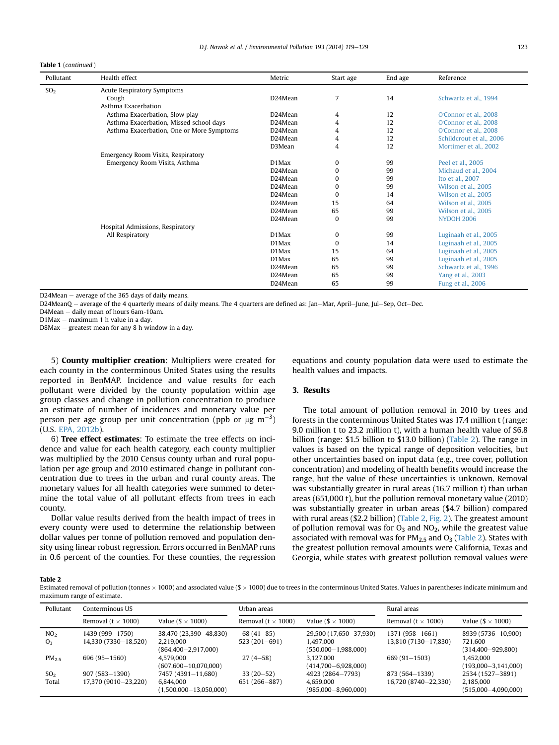**Table 1** (*continued*)

| Pollutant | Health effect | Metric | Start age | End age | Reference |
|---|---|---|---|---|---|
| $SO_2$ | Acute Respiratory Symptoms | | | | |
| | Cough | D24Mean | 7 | 14 | Schwartz et al., 1994 |
| | Asthma Exacerbation | | | | |
| | Asthma Exacerbation, Slow play | D24Mean | 4 | 12 | O'Connor et al., 2008 |
| | Asthma Exacerbation, Missed school days | D24Mean | 4 | 12 | O'Connor et al., 2008 |
| | Asthma Exacerbation, One or More Symptoms | D24Mean | 4 | 12 | O'Connor et al., 2008 |
| | | D24Mean | 4 | 12 | Schildcrout et al., 2006 |
| | | D3Mean | 4 | 12 | Mortimer et al., 2002 |
| | Emergency Room Visits, Respiratory | | | | |
| | Emergency Room Visits, Asthma | D1Max | 0 | 99 | Peel et al., 2005 |
| | | D24Mean | 0 | 99 | Michaud et al., 2004 |
| | | D24Mean | 0 | 99 | Ito et al., 2007 |
| | | D24Mean | 0 | 99 | Wilson et al., 2005 |
| | | D24Mean | 0 | 14 | Wilson et al., 2005 |
| | | D24Mean | 15 | 64 | Wilson et al., 2005 |
| | | D24Mean | 65 | 99 | Wilson et al., 2005 |
| | | D24Mean | 0 | 99 | NYDOH 2006 |
| | Hospital Admissions, Respiratory | | | | |
| | All Respiratory | D1Max | 0 | 99 | Luginaah et al., 2005 |
| | | D1Max | 0 | 14 | Luginaah et al., 2005 |
| | | D1Max | 15 | 64 | Luginaah et al., 2005 |
| | | D1Max | 65 | 99 | Luginaah et al., 2005 |
| | | D24Mean | 65 | 99 | Schwartz et al., 1996 |
| | | D24Mean | 65 | 99 | Yang et al., 2003 |
| | | D24Mean | 65 | 99 | Fung et al., 2006 |

D24Mean – average of the 365 days of daily means.
D24MeanQ – average of the 4 quarterly means of daily means. The 4 quarters are defined as: Jan–Mar, April–June, Jul–Sep, Oct–Dec.
D4Mean – daily mean of hours 6am-10am.
D1Max – maximum 1 h value in a day.
D8Max – greatest mean for any 8 h window in a day.

5) **County multiplier creation**: Multipliers were created for each county in the conterminous United States using the results reported in BenMAP. Incidence and value results for each pollutant were divided by the county population within age group classes and change in pollution concentration to produce an estimate of number of incidences and monetary value per person per age group per unit concentration (ppb or $\mu g\ m^{-3}$) (U.S. EPA, 2012b).

6) **Tree effect estimates**: To estimate the tree effects on incidence and value for each health category, each county multiplier was multiplied by the 2010 Census county urban and rural population per age group and 2010 estimated change in pollutant concentration due to trees in the urban and rural county areas. The monetary values for all health categories were summed to determine the total value of all pollutant effects from trees in each county.

Dollar value results derived from the health impact of trees in every county were used to determine the relationship between dollar values per tonne of pollution removed and population density using linear robust regression. Errors occurred in BenMAP runs in 0.6 percent of the counties. For these counties, the regression equations and county population data were used to estimate the health values and impacts.

## 3. Results

The total amount of pollution removal in 2010 by trees and forests in the conterminous United States was 17.4 million t (range: 9.0 million t to 23.2 million t), with a human health value of $6.8 billion (range: $1.5 billion to $13.0 billion) (Table 2). The range in values is based on the typical range of deposition velocities, but other uncertainties based on input data (e.g., tree cover, pollution concentration) and modeling of health benefits would increase the range, but the value of these uncertainties is unknown. Removal was substantially greater in rural areas (16.7 million t) than urban areas (651,000 t), but the pollution removal monetary value (2010) was substantially greater in urban areas ($4.7 billion) compared with rural areas ($2.2 billion) (Table 2, Fig. 2). The greatest amount of pollution removal was for $O_3$ and $NO_2$, while the greatest value associated with removal was for $PM_{2.5}$ and $O_3$ (Table 2). States with the greatest pollution removal amounts were California, Texas and Georgia, while states with greatest pollution removal values were

**Table 2**
Estimated removal of pollution (tonnes × 1000) and associated value ($ × 1000) due to trees in the conterminous United States. Values in parentheses indicate minimum and maximum range of estimate.

| Pollutant | Conterminous US | | Urban areas | | Rural areas | |
|---|---|---|---|---|---|---|
| | Removal (t × 1000) | Value ($ × 1000) | Removal (t × 1000) | Value ($ × 1000) | Removal (t × 1000) | Value ($ × 1000) |
| $NO_2$ | 1439 (999–1750) | 38,470 (23,390–48,830) | 68 (41–85) | 29,500 (17,650–37,930) | 1371 (958–1661) | 8939 (5736–10,900) |
| $O_3$ | 14,330 (7330–18,520) | 2,219,000 (864,400–2,917,000) | 523 (201–691) | 1,497,000 (550,000–1,988,000) | 13,810 (7130–17,830) | 721,600 (314,400–929,800) |
| $PM_{2.5}$ | 696 (95–1560) | 4,579,000 (607,600–10,070,000) | 27 (4–58) | 3,127,000 (414,700–6,928,000) | 669 (91–1503) | 1,452,000 (193,000–3,141,000) |
| $SO_2$ | 907 (583–1390) | 7457 (4391–11,680) | 33 (20–52) | 4923 (2864–7793) | 873 (564–1339) | 2534 (1527–3891) |
| Total | 17,370 (9010–23,220) | 6,844,000 (1,500,000–13,050,000) | 651 (266–887) | 4,659,000 (985,000–8,960,000) | 16,720 (8740–22,330) | 2,185,000 (515,000–4,090,000) |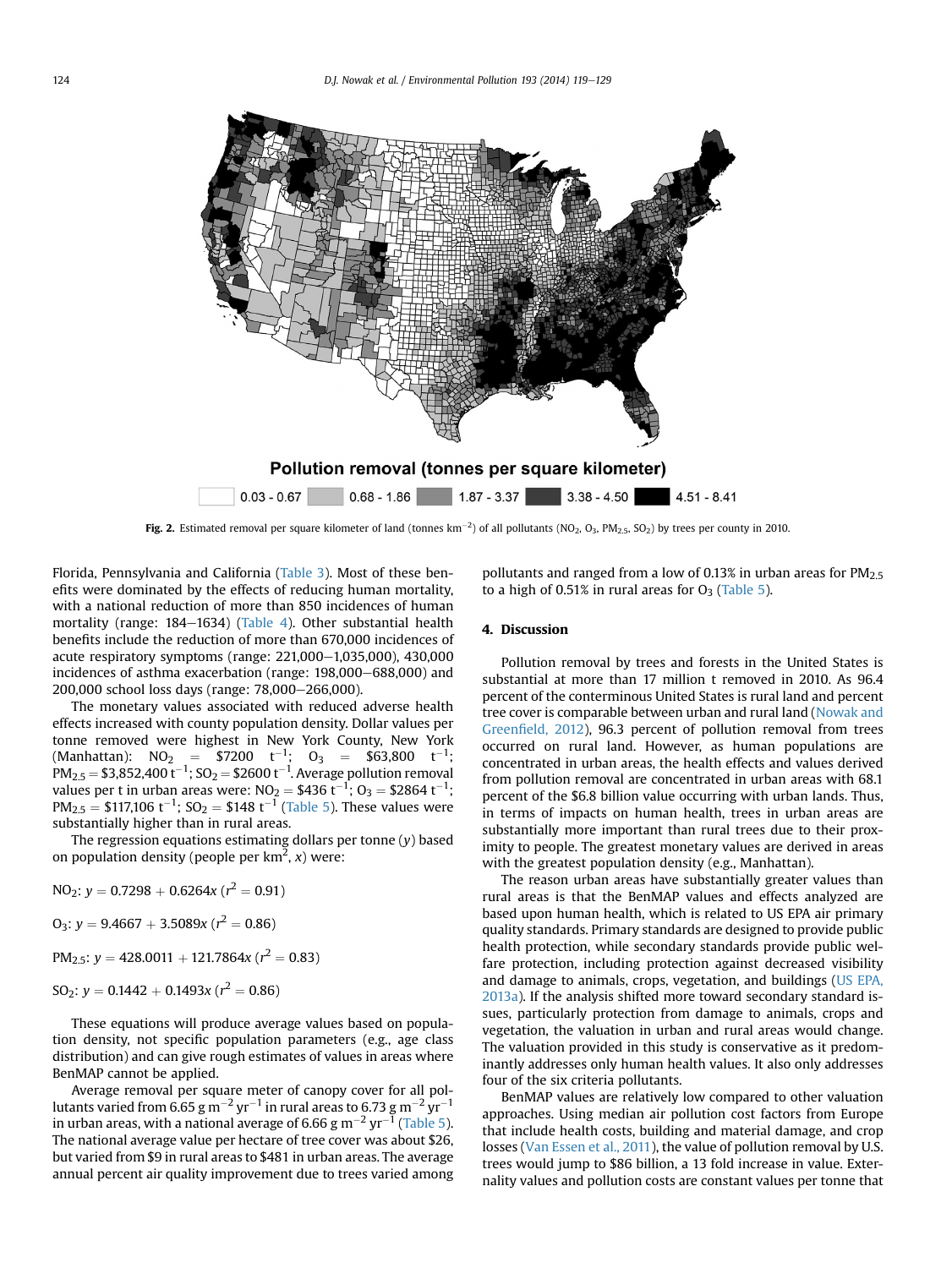Pollution removal (tonnes per square kilometer)

0.03 - 0.67 | 0.68 - 1.86 | 1.87 - 3.37 | 3.38 - 4.50 | 4.51 - 8.41

**Fig. 2.** Estimated removal per square kilometer of land (tonnes $km^{-2}$) of all pollutants ($NO_2$, $O_3$, $PM_{2.5}$, $SO_2$) by trees per county in 2010.

Florida, Pennsylvania and California (Table 3). Most of these benefits were dominated by the effects of reducing human mortality, with a national reduction of more than 850 incidences of human mortality (range: 184–1634) (Table 4). Other substantial health benefits include the reduction of more than 670,000 incidences of acute respiratory symptoms (range: 221,000–1,035,000), 430,000 incidences of asthma exacerbation (range: 198,000–688,000) and 200,000 school loss days (range: 78,000–266,000).

The monetary values associated with reduced adverse health effects increased with county population density. Dollar values per tonne removed were highest in New York County, New York (Manhattan): $NO_2$ = \$7200 $t^{-1}$; $O_3$ = \$63,800 $t^{-1}$; $PM_{2.5}$ = \$3,852,400 $t^{-1}$; $SO_2$ = \$2600 $t^{-1}$. Average pollution removal values per t in urban areas were: $NO_2$ = \$436 $t^{-1}$; $O_3$ = \$2864 $t^{-1}$; $PM_{2.5}$ = \$117,106 $t^{-1}$; $SO_2$ = \$148 $t^{-1}$ (Table 5). These values were substantially higher than in rural areas.

The regression equations estimating dollars per tonne ($y$) based on population density (people per $km^2$, $x$) were:

$NO_2$: $y = 0.7298 + 0.6264x$ ($r^2 = 0.91$)

$O_3$: $y = 9.4667 + 3.5089x$ ($r^2 = 0.86$)

$PM_{2.5}$: $y = 428.0011 + 121.7864x$ ($r^2 = 0.83$)

$SO_2$: $y = 0.1442 + 0.1493x$ ($r^2 = 0.86$)

These equations will produce average values based on population density, not specific population parameters (e.g., age class distribution) and can give rough estimates of values in areas where BenMAP cannot be applied.

Average removal per square meter of canopy cover for all pollutants varied from 6.65 g $m^{-2}$ $yr^{-1}$ in rural areas to 6.73 g $m^{-2}$ $yr^{-1}$ in urban areas, with a national average of 6.66 g $m^{-2}$ $yr^{-1}$ (Table 5). The national average value per hectare of tree cover was about \$26, but varied from \$9 in rural areas to \$481 in urban areas. The average annual percent air quality improvement due to trees varied among pollutants and ranged from a low of 0.13% in urban areas for $PM_{2.5}$ to a high of 0.51% in rural areas for $O_3$ (Table 5).

## 4. Discussion

Pollution removal by trees and forests in the United States is substantial at more than 17 million t removed in 2010. As 96.4 percent of the conterminous United States is rural land and percent tree cover is comparable between urban and rural land (Nowak and Greenfield, 2012), 96.3 percent of pollution removal from trees occurred on rural land. However, as human populations are concentrated in urban areas, the health effects and values derived from pollution removal are concentrated in urban areas with 68.1 percent of the \$6.8 billion value occurring with urban lands. Thus, in terms of impacts on human health, trees in urban areas are substantially more important than rural trees due to their proximity to people. The greatest monetary values are derived in areas with the greatest population density (e.g., Manhattan).

The reason urban areas have substantially greater values than rural areas is that the BenMAP values and effects analyzed are based upon human health, which is related to US EPA air primary quality standards. Primary standards are designed to provide public health protection, while secondary standards provide public welfare protection, including protection against decreased visibility and damage to animals, crops, vegetation, and buildings (US EPA, 2013a). If the analysis shifted more toward secondary standard issues, particularly protection from damage to animals, crops and vegetation, the valuation in urban and rural areas would change. The valuation provided in this study is conservative as it predominantly addresses only human health values. It also only addresses four of the six criteria pollutants.

BenMAP values are relatively low compared to other valuation approaches. Using median air pollution cost factors from Europe that include health costs, building and material damage, and crop losses (Van Essen et al., 2011), the value of pollution removal by U.S. trees would jump to \$86 billion, a 13 fold increase in value. Externality values and pollution costs are constant values per tonne that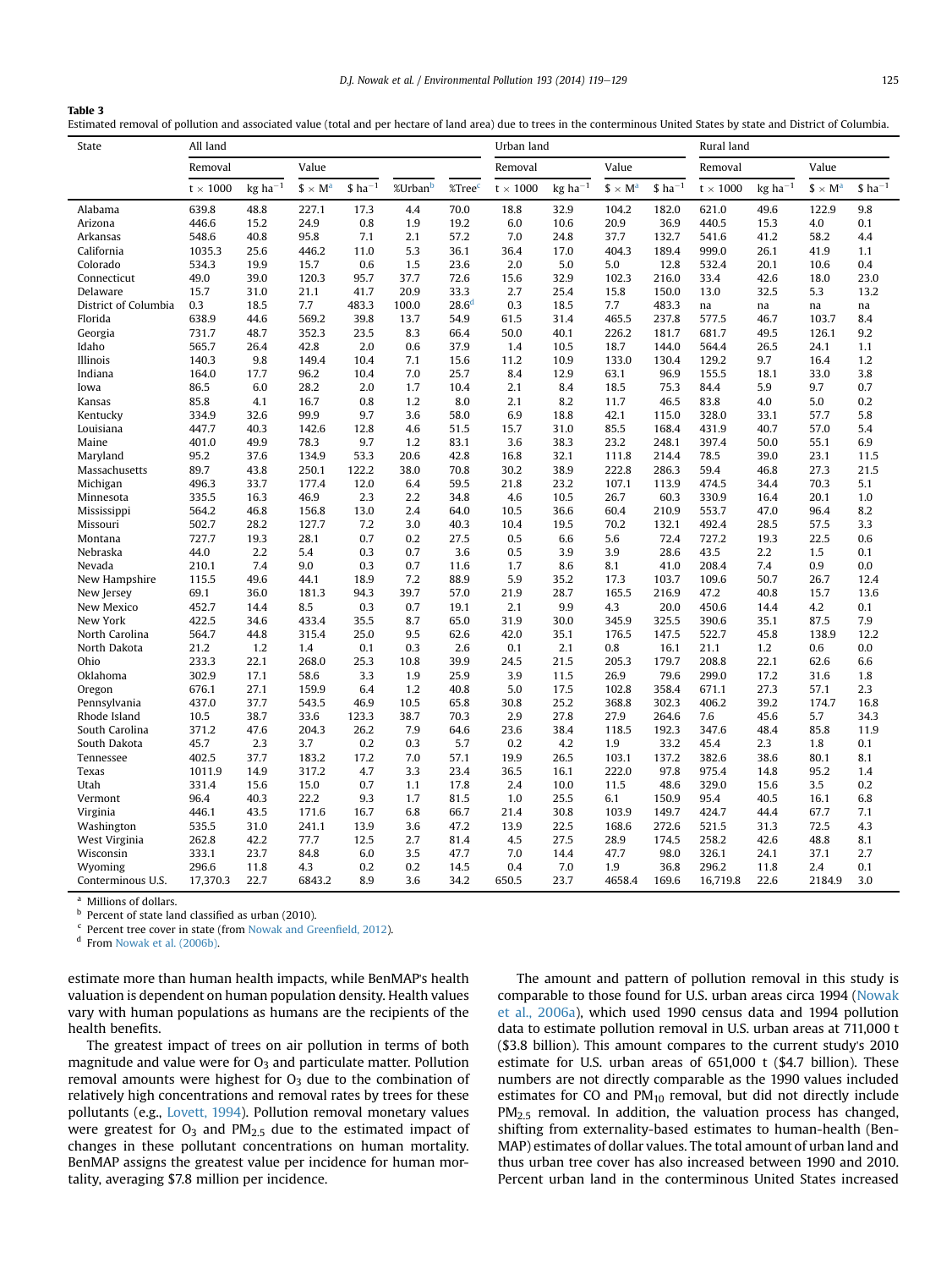**Table 3**
Estimated removal of pollution and associated value (total and per hectare of land area) due to trees in the conterminous United States by state and District of Columbia.

| State | All land | | | | | | Urban land | | | | Rural land | | | |
|---|---|---|---|---|---|---|---|---|---|---|---|---|---|---|
| | Removal | | Value | | | | Removal | | Value | | Removal | | Value | |
| | t × 1000 | kg ha$^{-1}$ | $ × M[a] | $ ha$^{-1}$ | %Urban[b] | %Tree[c] | t × 1000 | kg ha$^{-1}$ | $ × M[a] | $ ha$^{-1}$ | t × 1000 | kg ha$^{-1}$ | $ × M[a] | $ ha$^{-1}$ |
| Alabama | 639.8 | 48.8 | 227.1 | 17.3 | 4.4 | 70.0 | 18.8 | 32.9 | 104.2 | 182.0 | 621.0 | 49.6 | 122.9 | 9.8 |
| Arizona | 446.6 | 15.2 | 24.9 | 0.8 | 1.9 | 19.2 | 6.0 | 10.6 | 20.9 | 36.9 | 440.5 | 15.3 | 4.0 | 0.1 |
| Arkansas | 548.6 | 40.8 | 95.8 | 7.1 | 2.1 | 57.2 | 7.0 | 24.8 | 37.7 | 132.7 | 541.6 | 41.2 | 58.2 | 4.4 |
| California | 1035.3 | 25.6 | 446.2 | 11.0 | 5.3 | 36.1 | 36.4 | 17.0 | 404.3 | 189.4 | 999.0 | 26.1 | 41.9 | 1.1 |
| Colorado | 534.3 | 19.9 | 15.7 | 0.6 | 1.5 | 23.6 | 2.0 | 5.0 | 5.0 | 12.8 | 532.4 | 20.1 | 10.6 | 0.4 |
| Connecticut | 49.0 | 39.0 | 120.3 | 95.7 | 37.7 | 72.6 | 15.6 | 32.9 | 102.3 | 216.0 | 33.4 | 42.6 | 18.0 | 23.0 |
| Delaware | 15.7 | 31.0 | 21.1 | 41.7 | 20.9 | 33.3 | 2.7 | 25.4 | 15.8 | 150.0 | 13.0 | 32.5 | 5.3 | 13.2 |
| District of Columbia | 0.3 | 18.5 | 7.7 | 483.3 | 100.0 | 28.6[d] | 0.3 | 18.5 | 7.7 | 483.3 | na | na | na | na |
| Florida | 638.9 | 44.6 | 569.2 | 39.8 | 13.7 | 54.9 | 61.5 | 31.4 | 465.5 | 237.8 | 577.5 | 46.7 | 103.7 | 8.4 |
| Georgia | 731.7 | 48.7 | 352.3 | 23.5 | 8.3 | 66.4 | 50.0 | 40.1 | 226.2 | 181.7 | 681.7 | 49.5 | 126.1 | 9.2 |
| Idaho | 565.7 | 26.4 | 42.8 | 2.0 | 0.6 | 37.9 | 1.4 | 10.5 | 18.7 | 144.0 | 564.4 | 26.5 | 24.1 | 1.1 |
| Illinois | 140.3 | 9.8 | 149.4 | 10.4 | 7.1 | 15.6 | 11.2 | 10.9 | 133.0 | 130.4 | 129.2 | 9.7 | 16.4 | 1.2 |
| Indiana | 164.0 | 17.7 | 96.2 | 10.4 | 7.0 | 25.7 | 8.4 | 12.9 | 63.1 | 96.9 | 155.5 | 18.1 | 33.0 | 3.8 |
| Iowa | 86.5 | 6.0 | 28.2 | 2.0 | 1.7 | 10.4 | 2.1 | 8.4 | 18.5 | 75.3 | 84.4 | 5.9 | 9.7 | 0.7 |
| Kansas | 85.8 | 4.1 | 16.7 | 0.8 | 1.2 | 8.0 | 2.1 | 8.2 | 11.7 | 46.5 | 83.8 | 4.0 | 5.0 | 0.2 |
| Kentucky | 334.9 | 32.6 | 99.9 | 9.7 | 3.6 | 58.0 | 6.9 | 18.8 | 42.1 | 115.0 | 328.0 | 33.1 | 57.7 | 5.8 |
| Louisiana | 447.7 | 40.3 | 142.6 | 12.8 | 4.6 | 51.5 | 15.7 | 31.0 | 85.5 | 168.4 | 431.9 | 40.7 | 57.0 | 5.4 |
| Maine | 401.0 | 49.9 | 78.3 | 9.7 | 1.2 | 83.1 | 3.6 | 38.3 | 23.2 | 248.1 | 397.4 | 50.0 | 55.1 | 6.9 |
| Maryland | 95.2 | 37.6 | 134.9 | 53.3 | 20.6 | 42.8 | 16.8 | 32.1 | 111.8 | 214.4 | 78.5 | 39.0 | 23.1 | 11.5 |
| Massachusetts | 89.7 | 43.8 | 250.1 | 122.2 | 38.0 | 70.8 | 30.2 | 38.9 | 222.8 | 286.3 | 59.4 | 46.8 | 27.3 | 21.5 |
| Michigan | 496.3 | 33.7 | 177.4 | 12.0 | 6.4 | 59.5 | 21.8 | 23.2 | 107.1 | 113.9 | 474.5 | 34.4 | 70.3 | 5.1 |
| Minnesota | 335.5 | 16.3 | 46.9 | 2.3 | 2.2 | 34.8 | 4.6 | 10.5 | 26.7 | 60.3 | 330.9 | 16.4 | 20.1 | 1.0 |
| Mississippi | 564.2 | 46.8 | 156.8 | 13.0 | 2.4 | 64.0 | 10.5 | 36.6 | 60.4 | 210.9 | 553.7 | 47.0 | 96.4 | 8.2 |
| Missouri | 502.7 | 28.2 | 127.7 | 7.2 | 3.0 | 40.3 | 10.4 | 19.5 | 70.2 | 132.1 | 492.4 | 28.5 | 57.5 | 3.3 |
| Montana | 727.7 | 19.3 | 28.1 | 0.7 | 0.2 | 27.5 | 0.5 | 6.6 | 5.6 | 72.4 | 727.2 | 19.3 | 22.5 | 0.6 |
| Nebraska | 44.0 | 2.2 | 5.4 | 0.3 | 0.7 | 3.6 | 0.5 | 3.9 | 3.9 | 28.6 | 43.5 | 2.2 | 1.5 | 0.1 |
| Nevada | 210.1 | 7.4 | 9.0 | 0.3 | 0.7 | 11.6 | 1.7 | 8.6 | 8.1 | 41.0 | 208.4 | 7.4 | 0.9 | 0.0 |
| New Hampshire | 115.5 | 49.6 | 44.1 | 18.9 | 7.2 | 88.9 | 5.9 | 35.2 | 17.3 | 103.7 | 109.6 | 50.7 | 26.7 | 12.4 |
| New Jersey | 69.1 | 36.0 | 181.3 | 94.3 | 39.7 | 57.0 | 21.9 | 28.7 | 165.5 | 216.9 | 47.2 | 40.8 | 15.7 | 13.6 |
| New Mexico | 452.7 | 14.4 | 8.5 | 0.3 | 0.7 | 19.1 | 2.1 | 9.9 | 4.3 | 20.0 | 450.6 | 14.4 | 4.2 | 0.1 |
| New York | 422.5 | 34.6 | 433.4 | 35.5 | 8.7 | 65.0 | 31.9 | 30.0 | 345.9 | 325.5 | 390.6 | 35.1 | 87.5 | 7.9 |
| North Carolina | 564.7 | 44.8 | 315.4 | 25.0 | 9.5 | 62.6 | 42.0 | 35.1 | 176.5 | 147.5 | 522.7 | 45.8 | 138.9 | 12.2 |
| North Dakota | 21.2 | 1.2 | 1.4 | 0.1 | 0.3 | 2.6 | 0.1 | 2.1 | 0.8 | 16.1 | 21.1 | 1.2 | 0.6 | 0.0 |
| Ohio | 233.3 | 22.1 | 268.0 | 25.3 | 10.8 | 39.9 | 24.5 | 21.5 | 205.3 | 179.7 | 208.8 | 22.1 | 62.6 | 6.6 |
| Oklahoma | 302.9 | 17.1 | 58.6 | 3.3 | 1.9 | 25.9 | 3.9 | 11.5 | 26.9 | 79.6 | 299.0 | 17.2 | 31.6 | 1.8 |
| Oregon | 676.1 | 27.1 | 159.9 | 6.4 | 1.2 | 40.8 | 5.0 | 17.5 | 102.8 | 358.4 | 671.1 | 27.3 | 57.1 | 2.3 |
| Pennsylvania | 437.0 | 37.7 | 543.5 | 46.9 | 10.5 | 65.8 | 30.8 | 25.2 | 368.8 | 302.3 | 406.2 | 39.2 | 174.7 | 16.8 |
| Rhode Island | 10.5 | 38.7 | 33.6 | 123.3 | 38.7 | 70.3 | 2.9 | 27.8 | 27.9 | 264.6 | 7.6 | 45.6 | 5.7 | 34.3 |
| South Carolina | 371.2 | 47.6 | 204.3 | 26.2 | 7.9 | 64.6 | 23.6 | 38.4 | 118.5 | 192.3 | 347.6 | 48.4 | 85.8 | 11.9 |
| South Dakota | 45.7 | 2.3 | 3.7 | 0.2 | 0.3 | 5.7 | 0.2 | 4.2 | 1.9 | 33.2 | 45.4 | 2.3 | 1.8 | 0.1 |
| Tennessee | 402.5 | 37.7 | 183.2 | 17.2 | 7.0 | 57.1 | 19.9 | 26.5 | 103.1 | 137.2 | 382.6 | 38.6 | 80.1 | 8.1 |
| Texas | 1011.9 | 14.9 | 317.2 | 4.7 | 3.3 | 23.4 | 36.5 | 16.1 | 222.0 | 97.8 | 975.4 | 14.8 | 95.2 | 1.4 |
| Utah | 331.4 | 15.6 | 15.0 | 0.7 | 1.1 | 17.8 | 2.4 | 10.0 | 11.5 | 48.6 | 329.0 | 15.6 | 3.5 | 0.2 |
| Vermont | 96.4 | 40.3 | 22.2 | 9.3 | 1.7 | 81.5 | 1.0 | 25.5 | 6.1 | 150.9 | 95.4 | 40.5 | 16.1 | 6.8 |
| Virginia | 446.1 | 43.5 | 171.6 | 16.7 | 6.8 | 66.7 | 21.4 | 30.8 | 103.9 | 149.7 | 424.7 | 44.4 | 67.7 | 7.1 |
| Washington | 535.5 | 31.0 | 241.1 | 13.9 | 3.6 | 47.2 | 13.9 | 22.5 | 168.6 | 272.6 | 521.5 | 31.3 | 72.5 | 4.3 |
| West Virginia | 262.8 | 42.2 | 77.7 | 12.5 | 2.7 | 81.4 | 4.5 | 27.5 | 28.9 | 174.5 | 258.2 | 42.6 | 48.8 | 8.1 |
| Wisconsin | 333.1 | 23.7 | 84.8 | 6.0 | 3.5 | 47.7 | 7.0 | 14.4 | 47.7 | 98.0 | 326.1 | 24.1 | 37.1 | 2.7 |
| Wyoming | 296.6 | 11.8 | 4.3 | 0.2 | 0.2 | 14.5 | 0.4 | 7.0 | 1.9 | 36.8 | 296.2 | 11.8 | 2.4 | 0.1 |
| Conterminous U.S. | 17,370.3 | 22.7 | 6843.2 | 8.9 | 3.6 | 34.2 | 650.5 | 23.7 | 4658.4 | 169.6 | 16,719.8 | 22.6 | 2184.9 | 3.0 |

[a] Millions of dollars.
[b] Percent of state land classified as urban (2010).
[c] Percent tree cover in state (from Nowak and Greenfield, 2012).
[d] From Nowak et al. (2006b).

estimate more than human health impacts, while BenMAP's health valuation is dependent on human population density. Health values vary with human populations as humans are the recipients of the health benefits.

The greatest impact of trees on air pollution in terms of both magnitude and value were for $O_3$ and particulate matter. Pollution removal amounts were highest for $O_3$ due to the combination of relatively high concentrations and removal rates by trees for these pollutants (e.g., Lovett, 1994). Pollution removal monetary values were greatest for $O_3$ and $PM_{2.5}$ due to the estimated impact of changes in these pollutant concentrations on human mortality. BenMAP assigns the greatest value per incidence for human mortality, averaging $7.8 million per incidence.

The amount and pattern of pollution removal in this study is comparable to those found for U.S. urban areas circa 1994 (Nowak et al., 2006a), which used 1990 census data and 1994 pollution data to estimate pollution removal in U.S. urban areas at 711,000 t ($3.8 billion). This amount compares to the current study's 2010 estimate for U.S. urban areas of 651,000 t ($4.7 billion). These numbers are not directly comparable as the 1990 values included estimates for CO and $PM_{10}$ removal, but did not directly include $PM_{2.5}$ removal. In addition, the valuation process has changed, shifting from externality-based estimates to human-health (BenMAP) estimates of dollar values. The total amount of urban land and thus urban tree cover has also increased between 1990 and 2010. Percent urban land in the conterminous United States increased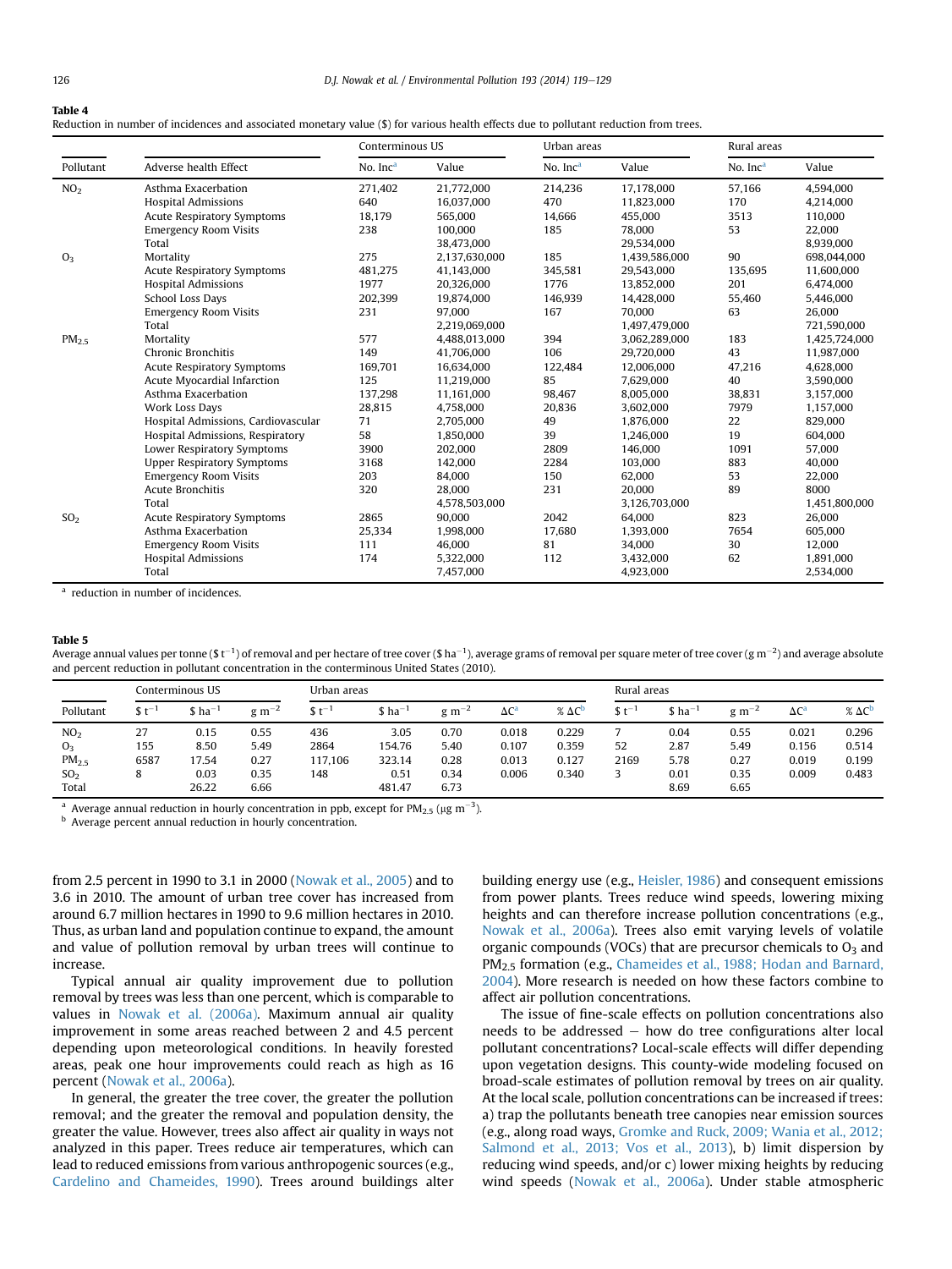**Table 4**
Reduction in number of incidences and associated monetary value ($) for various health effects due to pollutant reduction from trees.

| Pollutant | Adverse health Effect | Conterminous US | | Urban areas | | Rural areas | |
|---|---|---|---|---|---|---|---|
| | | No. Inc[a] | Value | No. Inc[a] | Value | No. Inc[a] | Value |
| $NO_2$ | Asthma Exacerbation | 271,402 | 21,772,000 | 214,236 | 17,178,000 | 57,166 | 4,594,000 |
| | Hospital Admissions | 640 | 16,037,000 | 470 | 11,823,000 | 170 | 4,214,000 |
| | Acute Respiratory Symptoms | 18,179 | 565,000 | 14,666 | 455,000 | 3513 | 110,000 |
| | Emergency Room Visits | 238 | 100,000 | 185 | 78,000 | 53 | 22,000 |
| | Total | | 38,473,000 | | 29,534,000 | | 8,939,000 |
| $O_3$ | Mortality | 275 | 2,137,630,000 | 185 | 1,439,586,000 | 90 | 698,044,000 |
| | Acute Respiratory Symptoms | 481,275 | 41,143,000 | 345,581 | 29,543,000 | 135,695 | 11,600,000 |
| | Hospital Admissions | 1977 | 20,326,000 | 1776 | 13,852,000 | 201 | 6,474,000 |
| | School Loss Days | 202,399 | 19,874,000 | 146,939 | 14,428,000 | 55,460 | 5,446,000 |
| | Emergency Room Visits | 231 | 97,000 | 167 | 70,000 | 63 | 26,000 |
| | Total | | 2,219,069,000 | | 1,497,479,000 | | 721,590,000 |
| $PM_{2.5}$ | Mortality | 577 | 4,488,013,000 | 394 | 3,062,289,000 | 183 | 1,425,724,000 |
| | Chronic Bronchitis | 149 | 41,706,000 | 106 | 29,720,000 | 43 | 11,987,000 |
| | Acute Respiratory Symptoms | 169,701 | 16,634,000 | 122,484 | 12,006,000 | 47,216 | 4,628,000 |
| | Acute Myocardial Infarction | 125 | 11,219,000 | 85 | 7,629,000 | 40 | 3,590,000 |
| | Asthma Exacerbation | 137,298 | 11,161,000 | 98,467 | 8,005,000 | 38,831 | 3,157,000 |
| | Work Loss Days | 28,815 | 4,758,000 | 20,836 | 3,602,000 | 7979 | 1,157,000 |
| | Hospital Admissions, Cardiovascular | 71 | 2,705,000 | 49 | 1,876,000 | 22 | 829,000 |
| | Hospital Admissions, Respiratory | 58 | 1,850,000 | 39 | 1,246,000 | 19 | 604,000 |
| | Lower Respiratory Symptoms | 3900 | 202,000 | 2809 | 146,000 | 1091 | 57,000 |
| | Upper Respiratory Symptoms | 3168 | 142,000 | 2284 | 103,000 | 883 | 40,000 |
| | Emergency Room Visits | 203 | 84,000 | 150 | 62,000 | 53 | 22,000 |
| | Acute Bronchitis | 320 | 28,000 | 231 | 20,000 | 89 | 8000 |
| | Total | | 4,578,503,000 | | 3,126,703,000 | | 1,451,800,000 |
| $SO_2$ | Acute Respiratory Symptoms | 2865 | 90,000 | 2042 | 64,000 | 823 | 26,000 |
| | Asthma Exacerbation | 25,334 | 1,998,000 | 17,680 | 1,393,000 | 7654 | 605,000 |
| | Emergency Room Visits | 111 | 46,000 | 81 | 34,000 | 30 | 12,000 |
| | Hospital Admissions | 174 | 5,322,000 | 112 | 3,432,000 | 62 | 1,891,000 |
| | Total | | 7,457,000 | | 4,923,000 | | 2,534,000 |

[a] reduction in number of incidences.

**Table 5**
Average annual values per tonne ($ $t^{-1}$) of removal and per hectare of tree cover ($ $ha^{-1}$), average grams of removal per square meter of tree cover ($g\ m^{-2}$) and average absolute and percent reduction in pollutant concentration in the conterminous United States (2010).

| Pollutant | Conterminous US | | | Urban areas | | | | | Rural areas | | | | |
|---|---|---|---|---|---|---|---|---|---|---|---|---|---|
| | $ $t^{-1}$ | $ $ha^{-1}$ | $g\ m^{-2}$ | $ $t^{-1}$ | $ $ha^{-1}$ | $g\ m^{-2}$ | ΔC[a] | % ΔC[b] | $ $t^{-1}$ | $ $ha^{-1}$ | $g\ m^{-2}$ | ΔC[a] | % ΔC[b] |
| $NO_2$ | 27 | 0.15 | 0.55 | 436 | 3.05 | 0.70 | 0.018 | 0.229 | 7 | 0.04 | 0.55 | 0.021 | 0.296 |
| $O_3$ | 155 | 8.50 | 5.49 | 2864 | 154.76 | 5.40 | 0.107 | 0.359 | 52 | 2.87 | 5.49 | 0.156 | 0.514 |
| $PM_{2.5}$ | 6587 | 17.54 | 0.27 | 117,106 | 323.14 | 0.28 | 0.013 | 0.127 | 2169 | 5.78 | 0.27 | 0.019 | 0.199 |
| $SO_2$ | 8 | 0.03 | 0.35 | 148 | 0.51 | 0.34 | 0.006 | 0.340 | 3 | 0.01 | 0.35 | 0.009 | 0.483 |
| Total | | 26.22 | 6.66 | | 481.47 | 6.73 | | | | 8.69 | 6.65 | | |

[a] Average annual reduction in hourly concentration in ppb, except for $PM_{2.5}$ ($\mu g\ m^{-3}$).
[b] Average percent annual reduction in hourly concentration.

from 2.5 percent in 1990 to 3.1 in 2000 (Nowak et al., 2005) and to 3.6 in 2010. The amount of urban tree cover has increased from around 6.7 million hectares in 1990 to 9.6 million hectares in 2010. Thus, as urban land and population continue to expand, the amount and value of pollution removal by urban trees will continue to increase.

Typical annual air quality improvement due to pollution removal by trees was less than one percent, which is comparable to values in Nowak et al. (2006a). Maximum annual air quality improvement in some areas reached between 2 and 4.5 percent depending upon meteorological conditions. In heavily forested areas, peak one hour improvements could reach as high as 16 percent (Nowak et al., 2006a).

In general, the greater the tree cover, the greater the pollution removal; and the greater the removal and population density, the greater the value. However, trees also affect air quality in ways not analyzed in this paper. Trees reduce air temperatures, which can lead to reduced emissions from various anthropogenic sources (e.g., Cardelino and Chameides, 1990). Trees around buildings alter building energy use (e.g., Heisler, 1986) and consequent emissions from power plants. Trees reduce wind speeds, lowering mixing heights and can therefore increase pollution concentrations (e.g., Nowak et al., 2006a). Trees also emit varying levels of volatile organic compounds (VOCs) that are precursor chemicals to $O_3$ and $PM_{2.5}$ formation (e.g., Chameides et al., 1988; Hodan and Barnard, 2004). More research is needed on how these factors combine to affect air pollution concentrations.

The issue of fine-scale effects on pollution concentrations also needs to be addressed – how do tree configurations alter local pollutant concentrations? Local-scale effects will differ depending upon vegetation designs. This county-wide modeling focused on broad-scale estimates of pollution removal by trees on air quality. At the local scale, pollution concentrations can be increased if trees: a) trap the pollutants beneath tree canopies near emission sources (e.g., along road ways, Gromke and Ruck, 2009; Wania et al., 2012; Salmond et al., 2013; Vos et al., 2013), b) limit dispersion by reducing wind speeds, and/or c) lower mixing heights by reducing wind speeds (Nowak et al., 2006a). Under stable atmospheric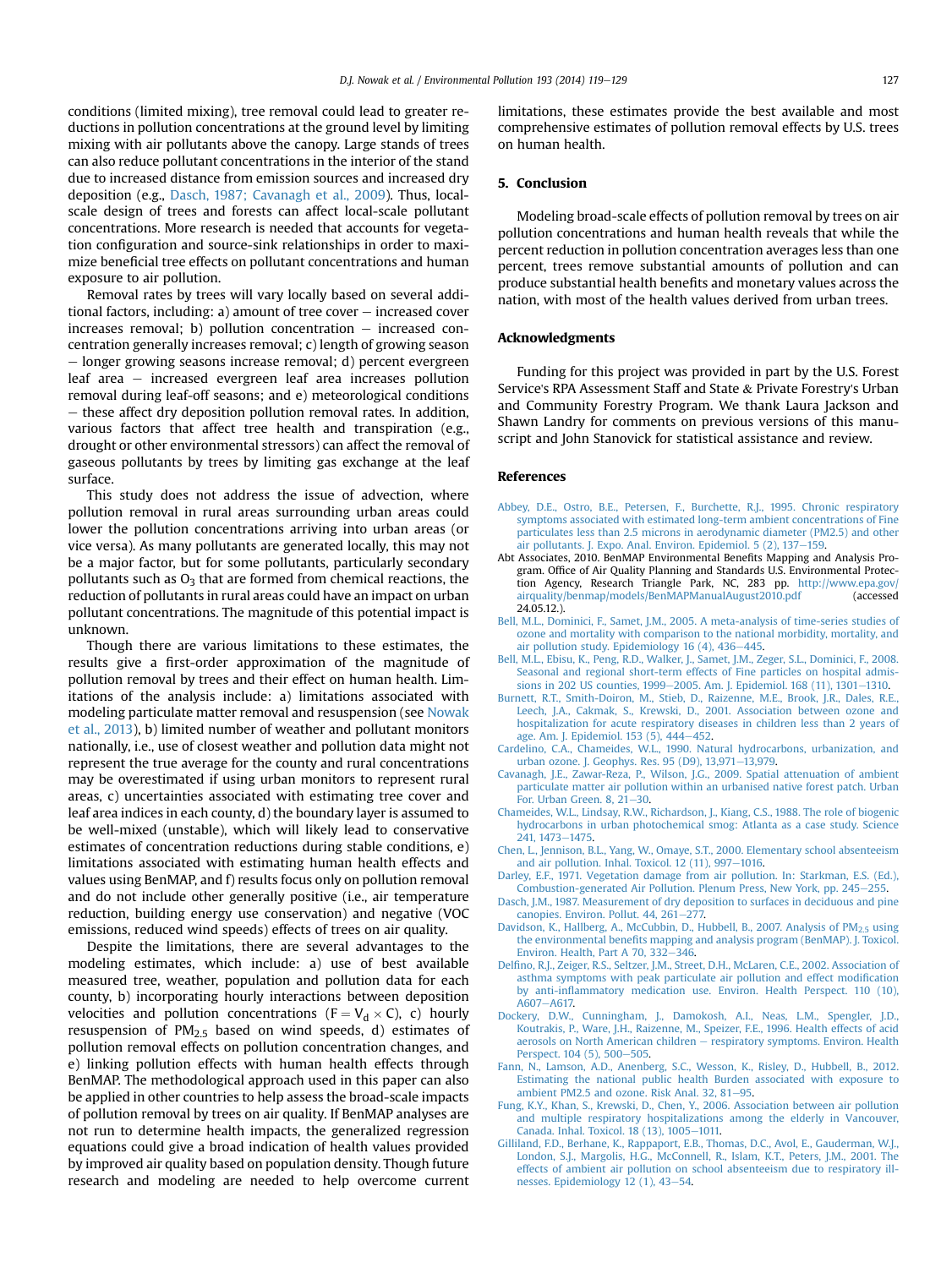conditions (limited mixing), tree removal could lead to greater reductions in pollution concentrations at the ground level by limiting mixing with air pollutants above the canopy. Large stands of trees can also reduce pollutant concentrations in the interior of the stand due to increased distance from emission sources and increased dry deposition (e.g., Dasch, 1987; Cavanagh et al., 2009). Thus, local-scale design of trees and forests can affect local-scale pollutant concentrations. More research is needed that accounts for vegetation configuration and source-sink relationships in order to maximize beneficial tree effects on pollutant concentrations and human exposure to air pollution.

Removal rates by trees will vary locally based on several additional factors, including: a) amount of tree cover – increased cover increases removal; b) pollution concentration – increased concentration generally increases removal; c) length of growing season – longer growing seasons increase removal; d) percent evergreen leaf area – increased evergreen leaf area increases pollution removal during leaf-off seasons; and e) meteorological conditions – these affect dry deposition pollution removal rates. In addition, various factors that affect tree health and transpiration (e.g., drought or other environmental stressors) can affect the removal of gaseous pollutants by trees by limiting gas exchange at the leaf surface.

This study does not address the issue of advection, where pollution removal in rural areas surrounding urban areas could lower the pollution concentrations arriving into urban areas (or vice versa). As many pollutants are generated locally, this may not be a major factor, but for some pollutants, particularly secondary pollutants such as $O_3$ that are formed from chemical reactions, the reduction of pollutants in rural areas could have an impact on urban pollutant concentrations. The magnitude of this potential impact is unknown.

Though there are various limitations to these estimates, the results give a first-order approximation of the magnitude of pollution removal by trees and their effect on human health. Limitations of the analysis include: a) limitations associated with modeling particulate matter removal and resuspension (see Nowak et al., 2013), b) limited number of weather and pollutant monitors nationally, i.e., use of closest weather and pollution data might not represent the true average for the county and rural concentrations may be overestimated if using urban monitors to represent rural areas, c) uncertainties associated with estimating tree cover and leaf area indices in each county, d) the boundary layer is assumed to be well-mixed (unstable), which will likely lead to conservative estimates of concentration reductions during stable conditions, e) limitations associated with estimating human health effects and values using BenMAP, and f) results focus only on pollution removal and do not include other generally positive (i.e., air temperature reduction, building energy use conservation) and negative (VOC emissions, reduced wind speeds) effects of trees on air quality.

Despite the limitations, there are several advantages to the modeling estimates, which include: a) use of best available measured tree, weather, population and pollution data for each county, b) incorporating hourly interactions between deposition velocities and pollution concentrations ($F = V_d \times C$), c) hourly resuspension of $PM_{2.5}$ based on wind speeds, d) estimates of pollution removal effects on pollution concentration changes, and e) linking pollution effects with human health effects through BenMAP. The methodological approach used in this paper can also be applied in other countries to help assess the broad-scale impacts of pollution removal by trees on air quality. If BenMAP analyses are not run to determine health impacts, the generalized regression equations could give a broad indication of health values provided by improved air quality based on population density. Though future research and modeling are needed to help overcome current limitations, these estimates provide the best available and most comprehensive estimates of pollution removal effects by U.S. trees on human health.

## 5. Conclusion

Modeling broad-scale effects of pollution removal by trees on air pollution concentrations and human health reveals that while the percent reduction in pollution concentration averages less than one percent, trees remove substantial amounts of pollution and can produce substantial health benefits and monetary values across the nation, with most of the health values derived from urban trees.

## Acknowledgments

Funding for this project was provided in part by the U.S. Forest Service's RPA Assessment Staff and State & Private Forestry's Urban and Community Forestry Program. We thank Laura Jackson and Shawn Landry for comments on previous versions of this manuscript and John Stanovick for statistical assistance and review.

## References

Abbey, D.E., Ostro, B.E., Petersen, F., Burchette, R.J., 1995. Chronic respiratory symptoms associated with estimated long-term ambient concentrations of Fine particulates less than 2.5 microns in aerodynamic diameter (PM2.5) and other air pollutants. J. Expo. Anal. Environ. Epidemiol. 5 (2), 137–159.

Abt Associates, 2010. BenMAP Environmental Benefits Mapping and Analysis Program. Office of Air Quality Planning and Standards U.S. Environmental Protection Agency, Research Triangle Park, NC, 283 pp. http://www.epa.gov/airquality/benmap/models/BenMAPManualAugust2010.pdf (accessed 24.05.12.).

Bell, M.L., Dominici, F., Samet, J.M., 2005. A meta-analysis of time-series studies of ozone and mortality with comparison to the national morbidity, mortality, and air pollution study. Epidemiology 16 (4), 436–445.

Bell, M.L., Ebisu, K., Peng, R.D., Walker, J., Samet, J.M., Zeger, S.L., Dominici, F., 2008. Seasonal and regional short-term effects of Fine particles on hospital admissions in 202 US counties, 1999–2005. Am. J. Epidemiol. 168 (11), 1301–1310.

Burnett, R.T., Smith-Doiron, M., Stieb, D., Raizenne, M.E., Brook, J.R., Dales, R.E., Leech, J.A., Cakmak, S., Krewski, D., 2001. Association between ozone and hospitalization for acute respiratory diseases in children less than 2 years of age. Am. J. Epidemiol. 153 (5), 444–452.

Cardelino, C.A., Chameides, W.L., 1990. Natural hydrocarbons, urbanization, and urban ozone. J. Geophys. Res. 95 (D9), 13,971–13,979.

Cavanagh, J.E., Zawar-Reza, P., Wilson, J.G., 2009. Spatial attenuation of ambient particulate matter air pollution within an urbanised native forest patch. Urban For. Urban Green. 8, 21–30.

Chameides, W.L., Lindsay, R.W., Richardson, J., Kiang, C.S., 1988. The role of biogenic hydrocarbons in urban photochemical smog: Atlanta as a case study. Science 241, 1473–1475.

Chen, L., Jennison, B.L., Yang, W., Omaye, S.T., 2000. Elementary school absenteeism and air pollution. Inhal. Toxicol. 12 (11), 997–1016.

Darley, E.F., 1971. Vegetation damage from air pollution. In: Starkman, E.S. (Ed.), Combustion-generated Air Pollution. Plenum Press, New York, pp. 245–255.

Dasch, J.M., 1987. Measurement of dry deposition to surfaces in deciduous and pine canopies. Environ. Pollut. 44, 261–277.

Davidson, K., Hallberg, A., McCubbin, D., Hubbell, B., 2007. Analysis of $PM_{2.5}$ using the environmental benefits mapping and analysis program (BenMAP). J. Toxicol. Environ. Health, Part A 70, 332–346.

Delfino, R.J., Zeiger, R.S., Seltzer, J.M., Street, D.H., McLaren, C.E., 2002. Association of asthma symptoms with peak particulate air pollution and effect modification by anti-inflammatory medication use. Environ. Health Perspect. 110 (10), A607–A617.

Dockery, D.W., Cunningham, J., Damokosh, A.I., Neas, L.M., Spengler, J.D., Koutrakis, P., Ware, J.H., Raizenne, M., Speizer, F.E., 1996. Health effects of acid aerosols on North American children – respiratory symptoms. Environ. Health Perspect. 104 (5), 500–505.

Fann, N., Lamson, A.D., Anenberg, S.C., Wesson, K., Risley, D., Hubbell, B., 2012. Estimating the national public health Burden associated with exposure to ambient PM2.5 and ozone. Risk Anal. 32, 81–95.

Fung, K.Y., Khan, S., Krewski, D., Chen, Y., 2006. Association between air pollution and multiple respiratory hospitalizations among the elderly in Vancouver, Canada. Inhal. Toxicol. 18 (13), 1005–1011.

Gilliland, F.D., Berhane, K., Rappaport, E.B., Thomas, D.C., Avol, E., Gauderman, W.J., London, S.J., Margolis, H.G., McConnell, R., Islam, K.T., Peters, J.M., 2001. The effects of ambient air pollution on school absenteeism due to respiratory illnesses. Epidemiology 12 (1), 43–54.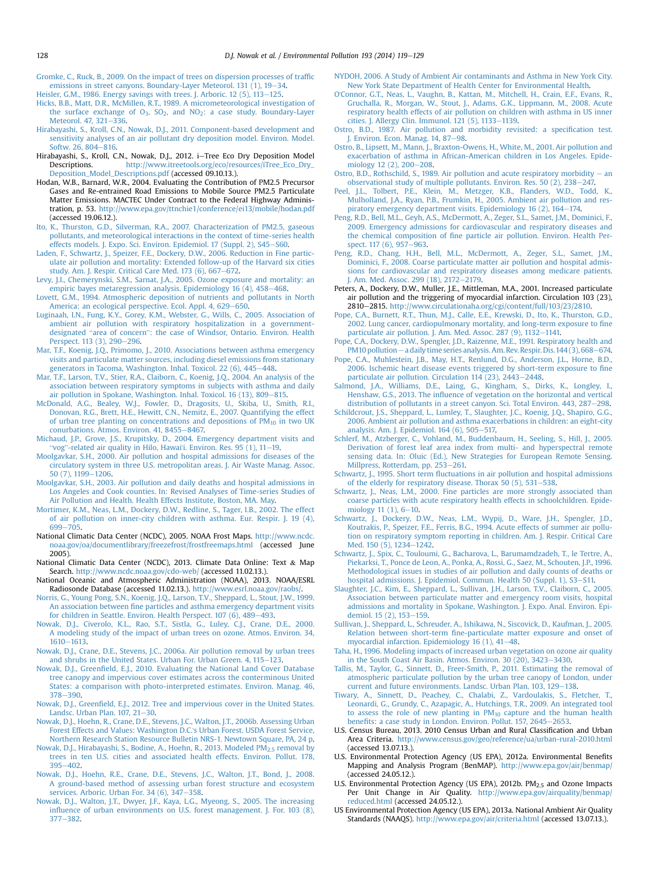Gromke, C., Ruck, B., 2009. On the impact of trees on dispersion processes of traffic emissions in street canyons. Boundary-Layer Meteorol. 131 (1), 19–34.

Heisler, G.M., 1986. Energy savings with trees. J. Arboric. 12 (5), 113–125.

Hicks, B.B., Matt, D.R., McMillen, R.T., 1989. A micrometeorological investigation of the surface exchange of $O_3$, $SO_2$, and $NO_2$: a case study. Boundary-Layer Meteorol. 47, 321–336.

Hirabayashi, S., Kroll, C.N., Nowak, D.J., 2011. Component-based development and sensitivity analyses of an air pollutant dry deposition model. Environ. Model. Softw. 26, 804–816.

Hirabayashi, S., Kroll, C.N., Nowak, D.J., 2012. i–Tree Eco Dry Deposition Model Descriptions. http://www.itreetools.org/eco/resources/iTree_Eco_Dry_Deposition_Model_Descriptions.pdf (accessed 09.10.13.).

Hodan, W.B., Barnard, W.R., 2004. Evaluating the Contribution of PM2.5 Precursor Gases and Re-entrained Road Emissions to Mobile Source PM2.5 Particulate Matter Emissions. MACTEC Under Contract to the Federal Highway Administration, p. 53. http://www.epa.gov/ttnchie1/conference/ei13/mobile/hodan.pdf (accessed 19.06.12.).

Ito, K., Thurston, G.D., Silverman, R.A., 2007. Characterization of PM2.5, gaseous pollutants, and meteorological interactions in the context of time-series health effects models. J. Expo. Sci. Environ. Epidemiol. 17 (Suppl. 2), S45–S60.

Laden, F., Schwartz, J., Speizer, F.E., Dockery, D.W., 2006. Reduction in Fine particulate air pollution and mortality: Extended follow-up of the Harvard six cities study. Am. J. Respir. Critical Care Med. 173 (6), 667–672.

Levy, J.I., Chemerynski, S.M., Sarnat, J.A., 2005. Ozone exposure and mortality: an empiric bayes metaregression analysis. Epidemiology 16 (4), 458–468.

Lovett, G.M., 1994. Atmospheric deposition of nutrients and pollutants in North America: an ecological perspective. Ecol. Appl. 4, 629–650.

Luginaah, I.N., Fung, K.Y., Gorey, K.M., Webster, G., Wills, C., 2005. Association of ambient air pollution with respiratory hospitalization in a government-designated "area of concern": the case of Windsor, Ontario. Environ. Health Perspect. 113 (3), 290–296.

Mar, T.F., Koenig, J.Q., Primomo, J., 2010. Associations between asthma emergency visits and particulate matter sources, including diesel emissions from stationary generators in Tacoma, Washington. Inhal. Toxicol. 22 (6), 445–448.

Mar, T.F., Larson, T.V., Stier, R.A., Claiborn, C., Koenig, J.Q., 2004. An analysis of the association between respiratory symptoms in subjects with asthma and daily air pollution in Spokane, Washington. Inhal. Toxicol. 16 (13), 809–815.

McDonald, A.G., Bealey, W.J., Fowler, D., Dragosits, U., Skiba, U., Smith, R.I., Donovan, R.G., Brett, H.E., Hewitt, C.N., Nemitz, E., 2007. Quantifying the effect of urban tree planting on concentrations and depositions of $PM_{10}$ in two UK conurbations. Atmos. Environ. 41, 8455–8467.

Michaud, J.P., Grove, J.S., Krupitsky, D., 2004. Emergency department visits and "vog"-related air quality in Hilo, Hawai'i. Environ. Res. 95 (1), 11–19.

Moolgavkar, S.H., 2000. Air pollution and hospital admissions for diseases of the circulatory system in three U.S. metropolitan areas. J. Air Waste Manag. Assoc. 50 (7), 1199–1206.

Moolgavkar, S.H., 2003. Air pollution and daily deaths and hospital admissions in Los Angeles and Cook counties. In: Revised Analyses of Time-series Studies of Air Pollution and Health. Health Effects Institute, Boston, MA. May.

Mortimer, K.M., Neas, L.M., Dockery, D.W., Redline, S., Tager, I.B., 2002. The effect of air pollution on inner-city children with asthma. Eur. Respir. J. 19 (4), 699–705.

National Climatic Data Center (NCDC), 2005. NOAA Frost Maps. http://www.ncdc.noaa.gov/oa/documentlibrary/freezefrost/frostfreemaps.html (accessed June 2005).

National Climatic Data Center (NCDC), 2013. Climate Data Online: Text & Map Search. http://www.ncdc.noaa.gov/cdo-web/ (accessed 11.02.13.).

National Oceanic and Atmospheric Administration (NOAA), 2013. NOAA/ESRL Radiosonde Database (accessed 11.02.13.). http://www.esrl.noaa.gov/raobs/.

Norris, G., Young Pong, S.N., Koenig, J.Q., Larson, T.V., Sheppard, L., Stout, J.W., 1999. An association between fine particles and asthma emergency department visits for children in Seattle. Environ. Health Perspect. 107 (6), 489–493.

Nowak, D.J., Civerolo, K.L., Rao, S.T., Sistla, G., Luley, C.J., Crane, D.E., 2000. A modeling study of the impact of urban trees on ozone. Atmos. Environ. 34, 1610–1613.

Nowak, D.J., Crane, D.E., Stevens, J.C., 2006a. Air pollution removal by urban trees and shrubs in the United States. Urban For. Urban Green. 4, 115–123.

Nowak, D.J., Greenfield, E.J., 2010. Evaluating the National Land Cover Database tree canopy and impervious cover estimates across the conterminous United States: a comparison with photo-interpreted estimates. Environ. Manag. 46, 378–390.

Nowak, D.J., Greenfield, E.J., 2012. Tree and impervious cover in the United States. Landsc. Urban Plan. 107, 21–30.

Nowak, D.J., Hoehn, R., Crane, D.E., Stevens, J.C., Walton, J.T., 2006b. Assessing Urban Forest Effects and Values: Washington D.C.'s Urban Forest. USDA Forest Service, Northern Research Station Resource Bulletin NRS-1. Newtown Square, PA, 24 p.

Nowak, D.J., Hirabayashi, S., Bodine, A., Hoehn, R., 2013. Modeled $PM_{2.5}$ removal by trees in ten U.S. cities and associated health effects. Environ. Pollut. 178, 395–402.

Nowak, D.J., Hoehn, R.E., Crane, D.E., Stevens, J.C., Walton, J.T., Bond, J., 2008. A ground-based method of assessing urban forest structure and ecosystem services. Arboric. Urban For. 34 (6), 347–358.

Nowak, D.J., Walton, J.T., Dwyer, J.F., Kaya, L.G., Myeong, S., 2005. The increasing influence of urban environments on U.S. forest management. J. For. 103 (8), 377–382.

NYDOH, 2006. A Study of Ambient Air contaminants and Asthma in New York City. New York State Department of Health Center for Environmental Health.

O'Connor, G.T., Neas, L., Vaughn, B., Kattan, M., Mitchell, H., Crain, E.F., Evans, R., Gruchalla, R., Morgan, W., Stout, J., Adams, G.K., Lippmann, M., 2008. Acute respiratory health effects of air pollution on children with asthma in US inner cities. J. Allergy Clin. Immunol. 121 (5), 1133–1139.

Ostro, B.D., 1987. Air pollution and morbidity revisited: a specification test. J. Environ. Econ. Manag. 14, 87–98.

Ostro, B., Lipsett, M., Mann, J., Braxton-Owens, H., White, M., 2001. Air pollution and exacerbation of asthma in African-American children in Los Angeles. Epidemiology 12 (2), 200–208.

Ostro, B.D., Rothschild, S., 1989. Air pollution and acute respiratory morbidity – an observational study of multiple pollutants. Environ. Res. 50 (2), 238–247.

Peel, J.L., Tolbert, P.E., Klein, M., Metzger, K.B., Flanders, W.D., Todd, K., Mulholland, J.A., Ryan, P.B., Frumkin, H., 2005. Ambient air pollution and respiratory emergency department visits. Epidemiology 16 (2), 164–174.

Peng, R.D., Bell, M.L., Geyh, A.S., McDermott, A., Zeger, S.L., Samet, J.M., Dominici, F., 2009. Emergency admissions for cardiovascular and respiratory diseases and the chemical composition of fine particle air pollution. Environ. Health Perspect. 117 (6), 957–963.

Peng, R.D., Chang, H.H., Bell, M.L., McDermott, A., Zeger, S.L., Samet, J.M., Dominici, F., 2008. Coarse particulate matter air pollution and hospital admissions for cardiovascular and respiratory diseases among medicare patients. J. Am. Med. Assoc. 299 (18), 2172–2179.

Peters, A., Dockery, D.W., Muller, J.E., Mittleman, M.A., 2001. Increased particulate air pollution and the triggering of myocardial infarction. Circulation 103 (23), 2810–2815. http://www.circulationaha.org/cgi/content/full/103/23/2810.

Pope, C.A., Burnett, R.T., Thun, M.J., Calle, E.E., Krewski, D., Ito, K., Thurston, G.D., 2002. Lung cancer, cardiopulmonary mortality, and long-term exposure to fine particulate air pollution. J. Am. Med. Assoc. 287 (9), 1132–1141.

Pope, C.A., Dockery, D.W., Spengler, J.D., Raizenne, M.E., 1991. Respiratory health and PM10 pollution – a daily time series analysis. Am. Rev. Respir. Dis. 144 (3), 668–674.

Pope, C.A., Muhlestein, J.B., May, H.T., Renlund, D.G., Anderson, J.L., Horne, B.D., 2006. Ischemic heart disease events triggered by short-term exposure to fine particulate air pollution. Circulation 114 (23), 2443–2448.

Salmond, J.A., Williams, D.E., Laing, G., Kingham, S., Dirks, K., Longley, I., Henshaw, G.S., 2013. The influence of vegetation on the horizontal and vertical distribution of pollutants in a street canyon. Sci. Total Environ. 443, 287–298.

Schildcrout, J.S., Sheppard, L., Lumley, T., Slaughter, J.C., Koenig, J.Q., Shapiro, G.G., 2006. Ambient air pollution and asthma exacerbations in children: an eight-city analysis. Am. J. Epidemiol. 164 (6), 505–517.

Schlerf, M., Atzberger, C., Vohland, M., Buddenbaum, H., Seeling, S., Hill, J., 2005. Derivation of forest leaf area index from multi- and hyperspectral remote sensing data. In: Oluic (Ed.), New Strategies for European Remote Sensing. Millpress, Rotterdam, pp. 253–261.

Schwartz, J., 1995. Short term fluctuations in air pollution and hospital admissions of the elderly for respiratory disease. Thorax 50 (5), 531–538.

Schwartz, J., Neas, L.M., 2000. Fine particles are more strongly associated than coarse particles with acute respiratory health effects in schoolchildren. Epidemiology 11 (1), 6–10.

Schwartz, J., Dockery, D.W., Neas, L.M., Wypij, D., Ware, J.H., Spengler, J.D., Koutrakis, P., Speizer, F.E., Ferris, B.G., 1994. Acute effects of summer air pollution on respiratory symptom reporting in children. Am. J. Respir. Critical Care Med. 150 (5), 1234–1242.

Schwartz, J., Spix, C., Touloumi, G., Bacharova, L., Barumamdzadeh, T., le Tertre, A., Piekarksi, T., Ponce de Leon, A., Ponka, A., Rossi, G., Saez, M., Schouten, J.P., 1996. Methodological issues in studies of air pollution and daily counts of deaths or hospital admissions. J. Epidemiol. Commun. Health 50 (Suppl. 1), S3–S11.

Slaughter, J.C., Kim, E., Sheppard, L., Sullivan, J.H., Larson, T.V., Claiborn, C., 2005. Association between particulate matter and emergency room visits, hospital admissions and mortality in Spokane, Washington. J. Expo. Anal. Environ. Epidemiol. 15 (2), 153–159.

Sullivan, J., Sheppard, L., Schreuder, A., Ishikawa, N., Siscovick, D., Kaufman, J., 2005. Relation between short-term fine-particulate matter exposure and onset of myocardial infarction. Epidemiology 16 (1), 41–48.

Taha, H., 1996. Modeling impacts of increased urban vegetation on ozone air quality in the South Coast Air Basin. Atmos. Environ. 30 (20), 3423–3430.

Tallis, M., Taylor, G., Sinnett, D., Freer-Smith, P., 2011. Estimating the removal of atmospheric particulate pollution by the urban tree canopy of London, under current and future environments. Landsc. Urban Plan. 103, 129–138.

Tiwary, A., Sinnett, D., Peachey, C., Chalabi, Z., Vardoulakis, S., Fletcher, T., Leonardi, G., Grundy, C., Azapagic, A., Hutchings, T.R., 2009. An integrated tool to assess the role of new planting in $PM_{10}$ capture and the human health benefits: a case study in London. Environ. Pollut. 157, 2645–2653.

U.S. Census Bureau, 2013. 2010 Census Urban and Rural Classification and Urban Area Criteria. http://www.census.gov/geo/reference/ua/urban-rural-2010.html (accessed 13.07.13.).

U.S. Environmental Protection Agency (US EPA), 2012a. Environmental Benefits Mapping and Analysis Program (BenMAP). http://www.epa.gov/air/benmap/ (accessed 24.05.12.).

U.S. Environmental Protection Agency (US EPA), 2012b. $PM_{2.5}$ and Ozone Impacts Per Unit Change in Air Quality. http://www.epa.gov/airquality/benmap/reduced.html (accessed 24.05.12.).

US Environmental Protection Agency (US EPA), 2013a. National Ambient Air Quality Standards (NAAQS). http://www.epa.gov/air/criteria.html (accessed 13.07.13.).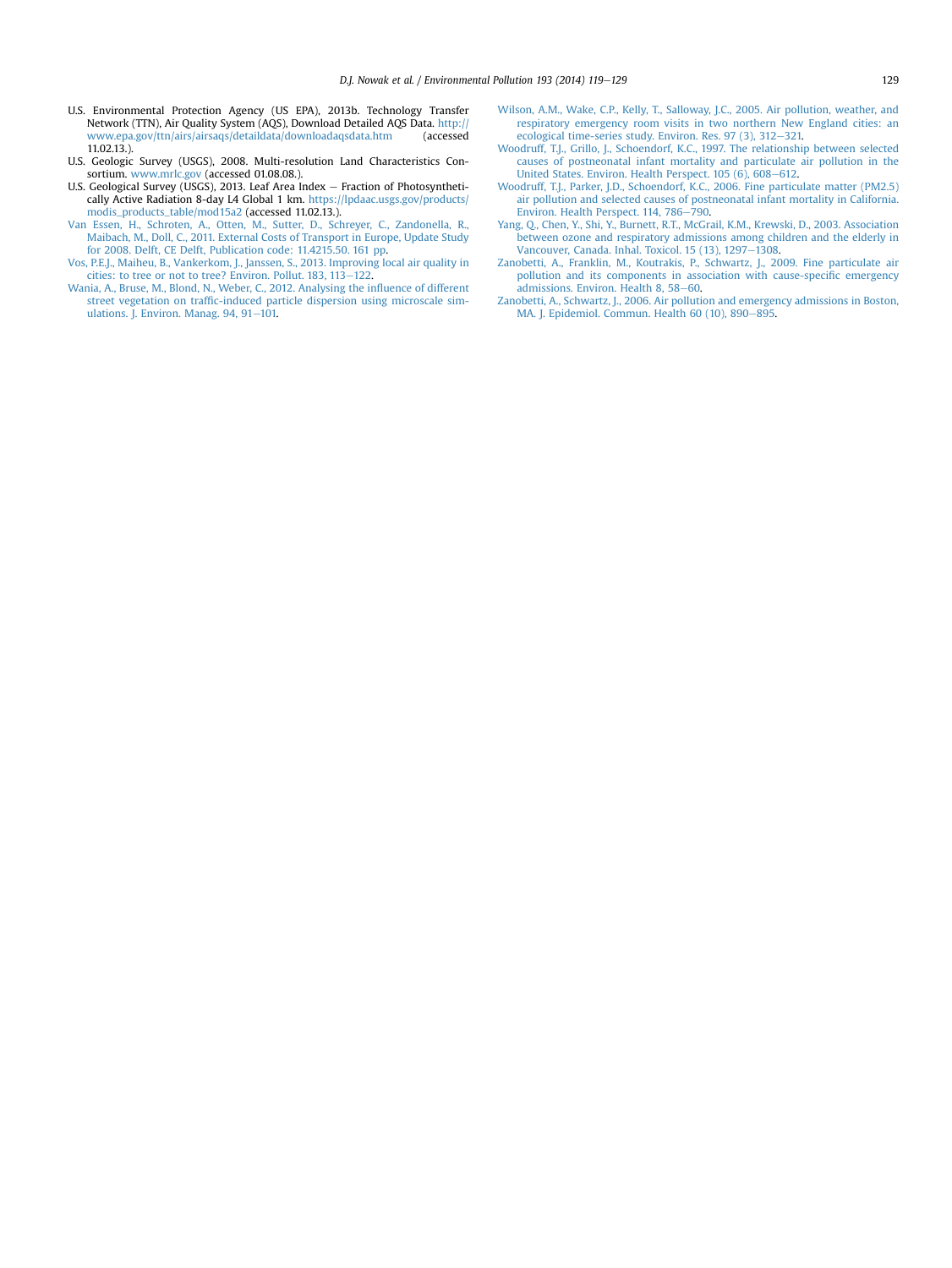U.S. Environmental Protection Agency (US EPA), 2013b. Technology Transfer Network (TTN), Air Quality System (AQS), Download Detailed AQS Data. http://www.epa.gov/ttn/airs/airsaqs/detaildata/downloadaqsdata.htm (accessed 11.02.13.).

U.S. Geologic Survey (USGS), 2008. Multi-resolution Land Characteristics Consortium. www.mrlc.gov (accessed 01.08.08.).

U.S. Geological Survey (USGS), 2013. Leaf Area Index – Fraction of Photosynthetically Active Radiation 8-day L4 Global 1 km. https://lpdaac.usgs.gov/products/modis_products_table/mod15a2 (accessed 11.02.13.).

Van Essen, H., Schroten, A., Otten, M., Sutter, D., Schreyer, C., Zandonella, R., Maibach, M., Doll, C., 2011. External Costs of Transport in Europe, Update Study for 2008. Delft, CE Delft, Publication code: 11.4215.50. 161 pp.

Vos, P.E.J., Maiheu, B., Vankerkom, J., Janssen, S., 2013. Improving local air quality in cities: to tree or not to tree? Environ. Pollut. 183, 113–122.

Wania, A., Bruse, M., Blond, N., Weber, C., 2012. Analysing the influence of different street vegetation on traffic-induced particle dispersion using microscale simulations. J. Environ. Manag. 94, 91–101.

Wilson, A.M., Wake, C.P., Kelly, T., Salloway, J.C., 2005. Air pollution, weather, and respiratory emergency room visits in two northern New England cities: an ecological time-series study. Environ. Res. 97 (3), 312–321.

Woodruff, T.J., Grillo, J., Schoendorf, K.C., 1997. The relationship between selected causes of postneonatal infant mortality and particulate air pollution in the United States. Environ. Health Perspect. 105 (6), 608–612.

Woodruff, T.J., Parker, J.D., Schoendorf, K.C., 2006. Fine particulate matter (PM2.5) air pollution and selected causes of postneonatal infant mortality in California. Environ. Health Perspect. 114, 786–790.

Yang, Q., Chen, Y., Shi, Y., Burnett, R.T., McGrail, K.M., Krewski, D., 2003. Association between ozone and respiratory admissions among children and the elderly in Vancouver, Canada. Inhal. Toxicol. 15 (13), 1297–1308.

Zanobetti, A., Franklin, M., Koutrakis, P., Schwartz, J., 2009. Fine particulate air pollution and its components in association with cause-specific emergency admissions. Environ. Health 8, 58–60.

Zanobetti, A., Schwartz, J., 2006. Air pollution and emergency admissions in Boston, MA. J. Epidemiol. Commun. Health 60 (10), 890–895.